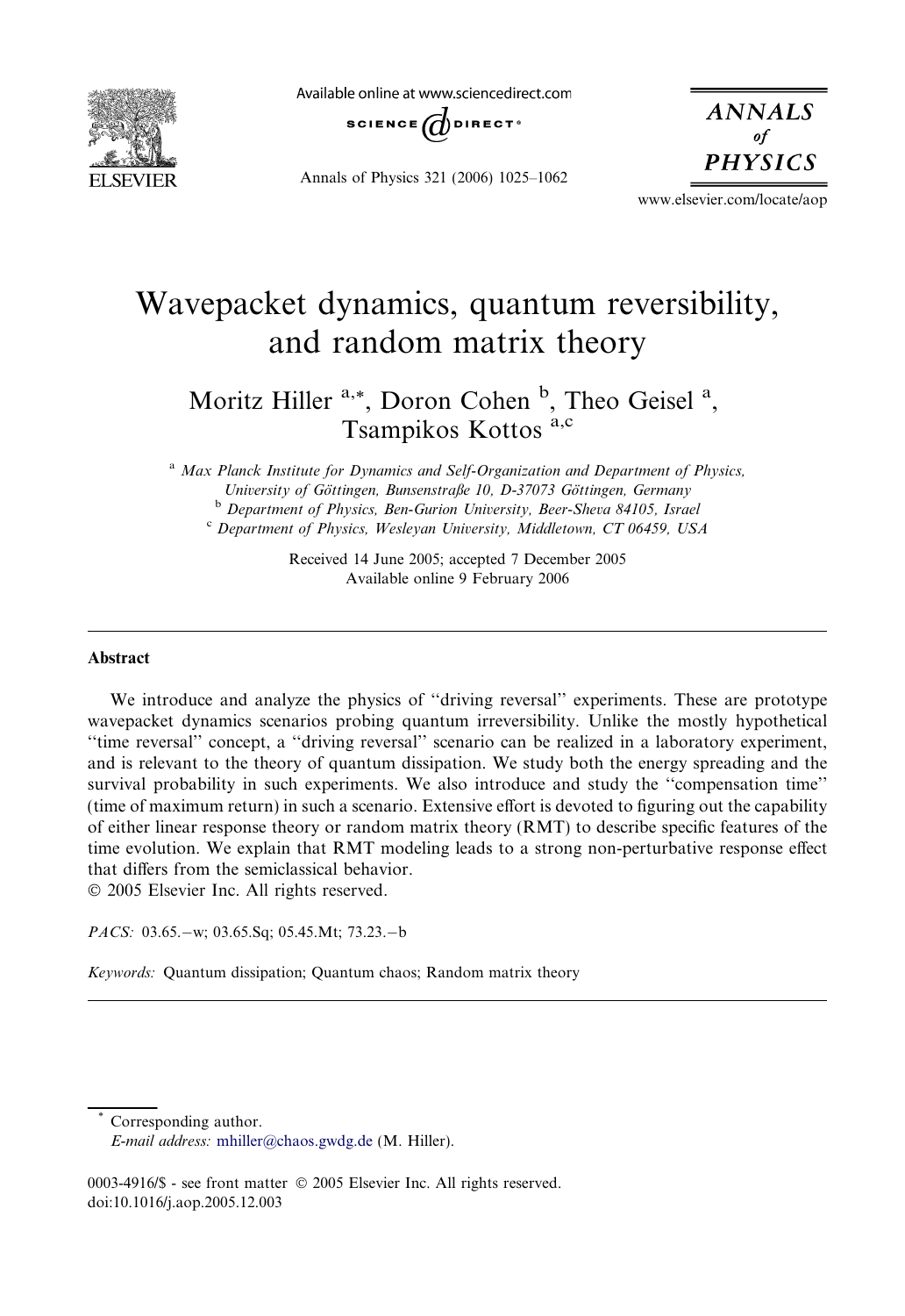# Wavepacket dynamics, quantum reversibility, and random matrix theory

Moritz Hiller [a,*], Doron Cohen [b], Theo Geisel [a], Tsampikos Kottos [a,c]

[a] Max Planck Institute for Dynamics and Self-Organization and Department of Physics, University of Göttingen, Bunsenstraße 10, D-37073 Göttingen, Germany

[b] Department of Physics, Ben-Gurion University, Beer-Sheva 84105, Israel

[c] Department of Physics, Wesleyan University, Middletown, CT 06459, USA

Received 14 June 2005; accepted 7 December 2005
Available online 9 February 2006

## Abstract

We introduce and analyze the physics of "driving reversal" experiments. These are prototype wavepacket dynamics scenarios probing quantum irreversibility. Unlike the mostly hypothetical "time reversal" concept, a "driving reversal" scenario can be realized in a laboratory experiment, and is relevant to the theory of quantum dissipation. We study both the energy spreading and the survival probability in such experiments. We also introduce and study the "compensation time" (time of maximum return) in such a scenario. Extensive effort is devoted to figuring out the capability of either linear response theory or random matrix theory (RMT) to describe specific features of the time evolution. We explain that RMT modeling leads to a strong non-perturbative response effect that differs from the semiclassical behavior.

© 2005 Elsevier Inc. All rights reserved.

*PACS:* 03.65.−w; 03.65.Sq; 05.45.Mt; 73.23.−b

*Keywords:* Quantum dissipation; Quantum chaos; Random matrix theory

---

\* Corresponding author.
*E-mail address:* mhiller@chaos.gwdg.de (M. Hiller).

0003-4916/$ - see front matter © 2005 Elsevier Inc. All rights reserved.
doi:10.1016/j.aop.2005.12.003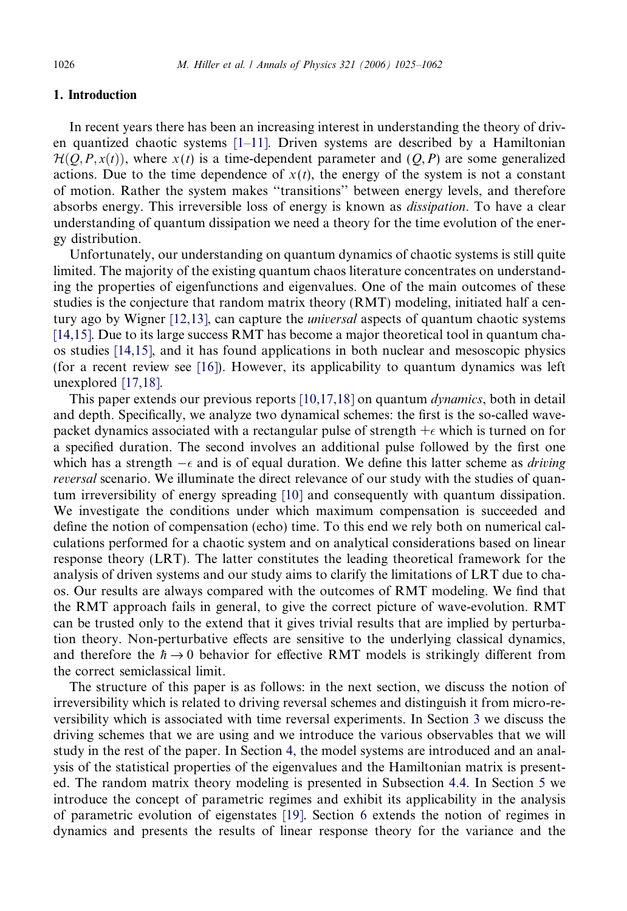## 1. Introduction

In recent years there has been an increasing interest in understanding the theory of driven quantized chaotic systems [1–11]. Driven systems are described by a Hamiltonian $\mathcal{H}(Q, P, x(t))$, where $x(t)$ is a time-dependent parameter and $(Q, P)$ are some generalized actions. Due to the time dependence of $x(t)$, the energy of the system is not a constant of motion. Rather the system makes "transitions" between energy levels, and therefore absorbs energy. This irreversible loss of energy is known as *dissipation*. To have a clear understanding of quantum dissipation we need a theory for the time evolution of the energy distribution.

Unfortunately, our understanding on quantum dynamics of chaotic systems is still quite limited. The majority of the existing quantum chaos literature concentrates on understanding the properties of eigenfunctions and eigenvalues. One of the main outcomes of these studies is the conjecture that random matrix theory (RMT) modeling, initiated half a century ago by Wigner [12,13], can capture the *universal* aspects of quantum chaotic systems [14,15]. Due to its large success RMT has become a major theoretical tool in quantum chaos studies [14,15], and it has found applications in both nuclear and mesoscopic physics (for a recent review see [16]). However, its applicability to quantum dynamics was left unexplored [17,18].

This paper extends our previous reports [10,17,18] on quantum *dynamics*, both in detail and depth. Specifically, we analyze two dynamical schemes: the first is the so-called wavepacket dynamics associated with a rectangular pulse of strength $+\epsilon$ which is turned on for a specified duration. The second involves an additional pulse followed by the first one which has a strength $-\epsilon$ and is of equal duration. We define this latter scheme as *driving reversal* scenario. We illuminate the direct relevance of our study with the studies of quantum irreversibility of energy spreading [10] and consequently with quantum dissipation. We investigate the conditions under which maximum compensation is succeeded and define the notion of compensation (echo) time. To this end we rely both on numerical calculations performed for a chaotic system and on analytical considerations based on linear response theory (LRT). The latter constitutes the leading theoretical framework for the analysis of driven systems and our study aims to clarify the limitations of LRT due to chaos. Our results are always compared with the outcomes of RMT modeling. We find that the RMT approach fails in general, to give the correct picture of wave-evolution. RMT can be trusted only to the extend that it gives trivial results that are implied by perturbation theory. Non-perturbative effects are sensitive to the underlying classical dynamics, and therefore the $\hbar \to 0$ behavior for effective RMT models is strikingly different from the correct semiclassical limit.

The structure of this paper is as follows: in the next section, we discuss the notion of irreversibility which is related to driving reversal schemes and distinguish it from micro-reversibility which is associated with time reversal experiments. In Section 3 we discuss the driving schemes that we are using and we introduce the various observables that we will study in the rest of the paper. In Section 4, the model systems are introduced and an analysis of the statistical properties of the eigenvalues and the Hamiltonian matrix is presented. The random matrix theory modeling is presented in Subsection 4.4. In Section 5 we introduce the concept of parametric regimes and exhibit its applicability in the analysis of parametric evolution of eigenstates [19]. Section 6 extends the notion of regimes in dynamics and presents the results of linear response theory for the variance and the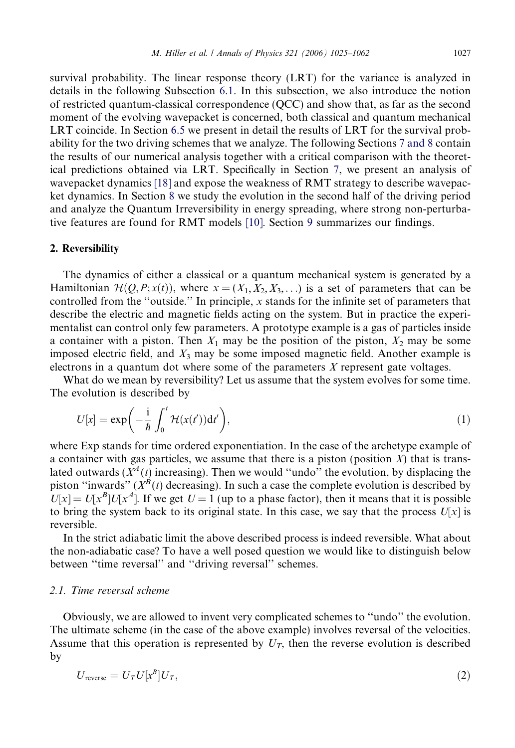survival probability. The linear response theory (LRT) for the variance is analyzed in details in the following Subsection 6.1. In this subsection, we also introduce the notion of restricted quantum-classical correspondence (QCC) and show that, as far as the second moment of the evolving wavepacket is concerned, both classical and quantum mechanical LRT coincide. In Section 6.5 we present in detail the results of LRT for the survival probability for the two driving schemes that we analyze. The following Sections 7 and 8 contain the results of our numerical analysis together with a critical comparison with the theoretical predictions obtained via LRT. Specifically in Section 7, we present an analysis of wavepacket dynamics [18] and expose the weakness of RMT strategy to describe wavepacket dynamics. In Section 8 we study the evolution in the second half of the driving period and analyze the Quantum Irreversibility in energy spreading, where strong non-perturbative features are found for RMT models [10]. Section 9 summarizes our findings.

## 2. Reversibility

The dynamics of either a classical or a quantum mechanical system is generated by a Hamiltonian $\mathcal{H}(Q, P; x(t))$, where $x = (X_1, X_2, X_3, \ldots)$ is a set of parameters that can be controlled from the "outside." In principle, $x$ stands for the infinite set of parameters that describe the electric and magnetic fields acting on the system. But in practice the experimentalist can control only few parameters. A prototype example is a gas of particles inside a container with a piston. Then $X_1$ may be the position of the piston, $X_2$ may be some imposed electric field, and $X_3$ may be some imposed magnetic field. Another example is electrons in a quantum dot where some of the parameters $X$ represent gate voltages.

What do we mean by reversibility? Let us assume that the system evolves for some time. The evolution is described by

$$U[x] = \mathrm{Exp}\left(-\frac{\mathrm{i}}{\hbar}\int_0^t \mathcal{H}(x(t'))\mathrm{d}t'\right), \tag{1}$$

where Exp stands for time ordered exponentiation. In the case of the archetype example of a container with gas particles, we assume that there is a piston (position $X$) that is translated outwards ($X^A(t)$ increasing). Then we would "undo" the evolution, by displacing the piston "inwards" ($X^B(t)$ decreasing). In such a case the complete evolution is described by $U[x] = U[x^B]U[x^A]$. If we get $U = 1$ (up to a phase factor), then it means that it is possible to bring the system back to its original state. In this case, we say that the process $U[x]$ is reversible.

In the strict adiabatic limit the above described process is indeed reversible. What about the non-adiabatic case? To have a well posed question we would like to distinguish below between "time reversal" and "driving reversal" schemes.

### 2.1. Time reversal scheme

Obviously, we are allowed to invent very complicated schemes to "undo" the evolution. The ultimate scheme (in the case of the above example) involves reversal of the velocities. Assume that this operation is represented by $U_T$, then the reverse evolution is described by

$$U_{\mathrm{reverse}} = U_T U[x^B] U_T, \tag{2}$$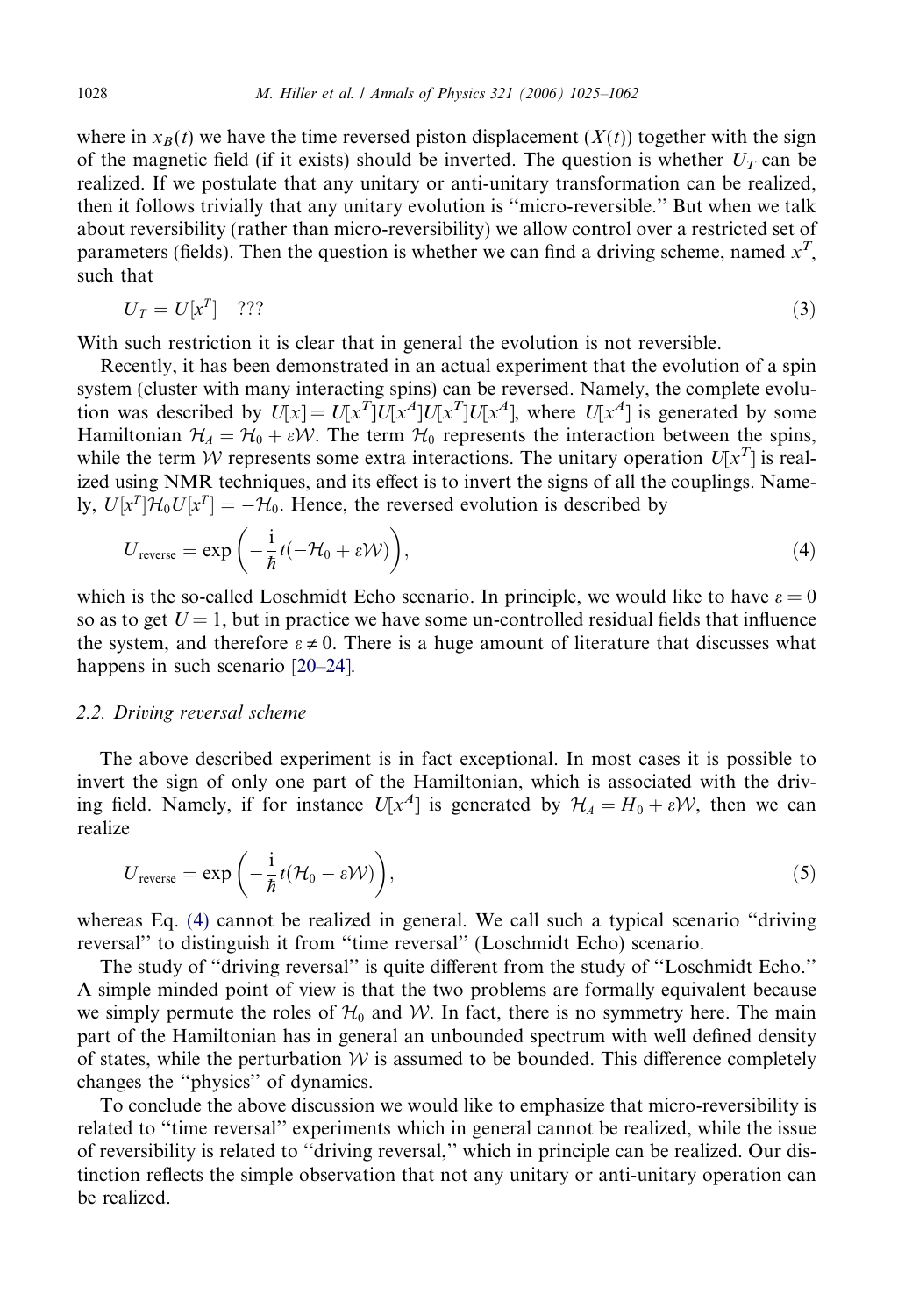where in $x_B(t)$ we have the time reversed piston displacement ($X(t)$) together with the sign of the magnetic field (if it exists) should be inverted. The question is whether $U_T$ can be realized. If we postulate that any unitary or anti-unitary transformation can be realized, then it follows trivially that any unitary evolution is "micro-reversible." But when we talk about reversibility (rather than micro-reversibility) we allow control over a restricted set of parameters (fields). Then the question is whether we can find a driving scheme, named $x^T$, such that

$$U_T = U[x^T] \quad ??? \tag{3}$$

With such restriction it is clear that in general the evolution is not reversible.

Recently, it has been demonstrated in an actual experiment that the evolution of a spin system (cluster with many interacting spins) can be reversed. Namely, the complete evolution was described by $U[x] = U[x^T]U[x^A]U[x^T]U[x^A]$, where $U[x^A]$ is generated by some Hamiltonian $\mathcal{H}_A = \mathcal{H}_0 + \varepsilon\mathcal{W}$. The term $\mathcal{H}_0$ represents the interaction between the spins, while the term $\mathcal{W}$ represents some extra interactions. The unitary operation $U[x^T]$ is realized using NMR techniques, and its effect is to invert the signs of all the couplings. Namely, $U[x^T]\mathcal{H}_0 U[x^T] = -\mathcal{H}_0$. Hence, the reversed evolution is described by

$$U_{\text{reverse}} = \exp\left(-\frac{\mathrm{i}}{\hbar}t(-\mathcal{H}_0 + \varepsilon\mathcal{W})\right), \tag{4}$$

which is the so-called Loschmidt Echo scenario. In principle, we would like to have $\varepsilon = 0$ so as to get $U = 1$, but in practice we have some un-controlled residual fields that influence the system, and therefore $\varepsilon \neq 0$. There is a huge amount of literature that discusses what happens in such scenario [20–24].

### 2.2. Driving reversal scheme

The above described experiment is in fact exceptional. In most cases it is possible to invert the sign of only one part of the Hamiltonian, which is associated with the driving field. Namely, if for instance $U[x^A]$ is generated by $\mathcal{H}_A = H_0 + \varepsilon\mathcal{W}$, then we can realize

$$U_{\text{reverse}} = \exp\left(-\frac{\mathrm{i}}{\hbar}t(\mathcal{H}_0 - \varepsilon\mathcal{W})\right), \tag{5}$$

whereas Eq. (4) cannot be realized in general. We call such a typical scenario "driving reversal" to distinguish it from "time reversal" (Loschmidt Echo) scenario.

The study of "driving reversal" is quite different from the study of "Loschmidt Echo." A simple minded point of view is that the two problems are formally equivalent because we simply permute the roles of $\mathcal{H}_0$ and $\mathcal{W}$. In fact, there is no symmetry here. The main part of the Hamiltonian has in general an unbounded spectrum with well defined density of states, while the perturbation $\mathcal{W}$ is assumed to be bounded. This difference completely changes the "physics" of dynamics.

To conclude the above discussion we would like to emphasize that micro-reversibility is related to "time reversal" experiments which in general cannot be realized, while the issue of reversibility is related to "driving reversal," which in principle can be realized. Our distinction reflects the simple observation that not any unitary or anti-unitary operation can be realized.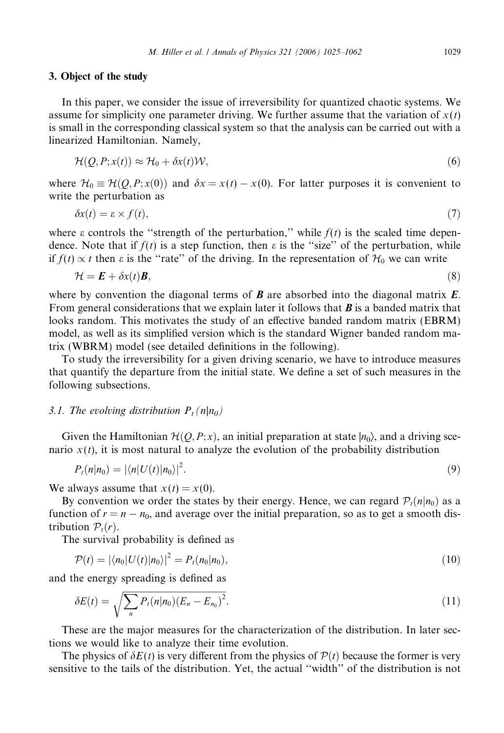## 3. Object of the study

In this paper, we consider the issue of irreversibility for quantized chaotic systems. We assume for simplicity one parameter driving. We further assume that the variation of $x(t)$ is small in the corresponding classical system so that the analysis can be carried out with a linearized Hamiltonian. Namely,

$$\mathcal{H}(Q, P; x(t)) \approx \mathcal{H}_0 + \delta x(t)\mathcal{W}, \tag{6}$$

where $\mathcal{H}_0 \equiv \mathcal{H}(Q, P; x(0))$ and $\delta x = x(t) - x(0)$. For latter purposes it is convenient to write the perturbation as

$$\delta x(t) = \varepsilon \times f(t), \tag{7}$$

where $\varepsilon$ controls the "strength of the perturbation," while $f(t)$ is the scaled time dependence. Note that if $f(t)$ is a step function, then $\varepsilon$ is the "size" of the perturbation, while if $f(t) \propto t$ then $\varepsilon$ is the "rate" of the driving. In the representation of $\mathcal{H}_0$ we can write

$$\mathcal{H} = \boldsymbol{E} + \delta x(t)\boldsymbol{B}, \tag{8}$$

where by convention the diagonal terms of $\boldsymbol{B}$ are absorbed into the diagonal matrix $\boldsymbol{E}$. From general considerations that we explain later it follows that $\boldsymbol{B}$ is a banded matrix that looks random. This motivates the study of an effective banded random matrix (EBRM) model, as well as its simplified version which is the standard Wigner banded random matrix (WBRM) model (see detailed definitions in the following).

To study the irreversibility for a given driving scenario, we have to introduce measures that quantify the departure from the initial state. We define a set of such measures in the following subsections.

### 3.1. The evolving distribution $P_t(n|n_0)$

Given the Hamiltonian $\mathcal{H}(Q, P; x)$, an initial preparation at state $|n_0\rangle$, and a driving scenario $x(t)$, it is most natural to analyze the evolution of the probability distribution

$$P_t(n|n_0) = |\langle n|U(t)|n_0\rangle|^2. \tag{9}$$

We always assume that $x(t) = x(0)$.

By convention we order the states by their energy. Hence, we can regard $\mathcal{P}_t(n|n_0)$ as a function of $r = n - n_0$, and average over the initial preparation, so as to get a smooth distribution $\mathcal{P}_t(r)$.

The survival probability is defined as

$$\mathcal{P}(t) = |\langle n_0|U(t)|n_0\rangle|^2 = P_t(n_0|n_0), \tag{10}$$

and the energy spreading is defined as

$$\delta E(t) = \sqrt{\sum_n P_t(n|n_0)(E_n - E_{n_0})^2}. \tag{11}$$

These are the major measures for the characterization of the distribution. In later sections we would like to analyze their time evolution.

The physics of $\delta E(t)$ is very different from the physics of $\mathcal{P}(t)$ because the former is very sensitive to the tails of the distribution. Yet, the actual "width" of the distribution is not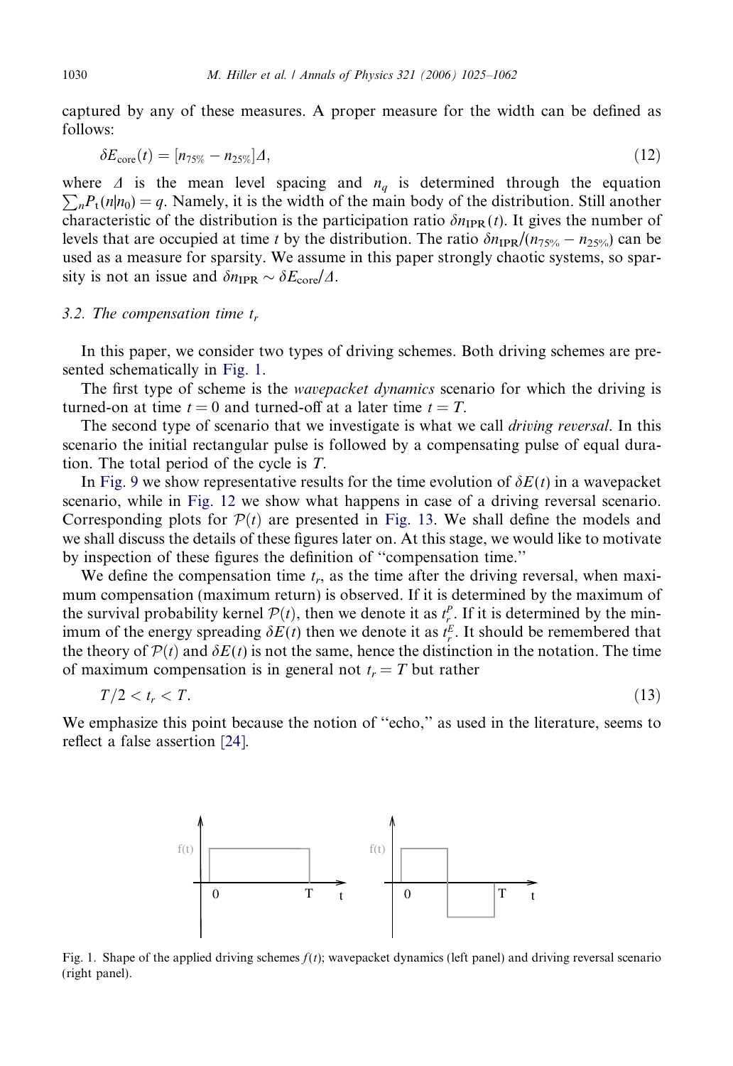captured by any of these measures. A proper measure for the width can be defined as follows:

$$\delta E_{\rm core}(t) = [n_{75\%} - n_{25\%}]\Delta, \tag{12}$$

where $\Delta$ is the mean level spacing and $n_q$ is determined through the equation $\sum_n P_t(n|n_0) = q$. Namely, it is the width of the main body of the distribution. Still another characteristic of the distribution is the participation ratio $\delta n_{\rm IPR}(t)$. It gives the number of levels that are occupied at time $t$ by the distribution. The ratio $\delta n_{\rm IPR}/(n_{75\%} - n_{25\%})$ can be used as a measure for sparsity. We assume in this paper strongly chaotic systems, so sparsity is not an issue and $\delta n_{\rm IPR} \sim \delta E_{\rm core}/\Delta$.

### 3.2. The compensation time $t_r$

In this paper, we consider two types of driving schemes. Both driving schemes are presented schematically in Fig. 1.

The first type of scheme is the *wavepacket dynamics* scenario for which the driving is turned-on at time $t = 0$ and turned-off at a later time $t = T$.

The second type of scenario that we investigate is what we call *driving reversal*. In this scenario the initial rectangular pulse is followed by a compensating pulse of equal duration. The total period of the cycle is $T$.

In Fig. 9 we show representative results for the time evolution of $\delta E(t)$ in a wavepacket scenario, while in Fig. 12 we show what happens in case of a driving reversal scenario. Corresponding plots for $\mathcal{P}(t)$ are presented in Fig. 13. We shall define the models and we shall discuss the details of these figures later on. At this stage, we would like to motivate by inspection of these figures the definition of "compensation time."

We define the compensation time $t_r$, as the time after the driving reversal, when maximum compensation (maximum return) is observed. If it is determined by the maximum of the survival probability kernel $\mathcal{P}(t)$, then we denote it as $t_r^{\mathcal{P}}$. If it is determined by the minimum of the energy spreading $\delta E(t)$ then we denote it as $t_r^E$. It should be remembered that the theory of $\mathcal{P}(t)$ and $\delta E(t)$ is not the same, hence the distinction in the notation. The time of maximum compensation is in general not $t_r = T$ but rather

$$T/2 < t_r < T. \tag{13}$$

We emphasize this point because the notion of "echo," as used in the literature, seems to reflect a false assertion [24].

Fig. 1. Shape of the applied driving schemes $f(t)$; wavepacket dynamics (left panel) and driving reversal scenario (right panel).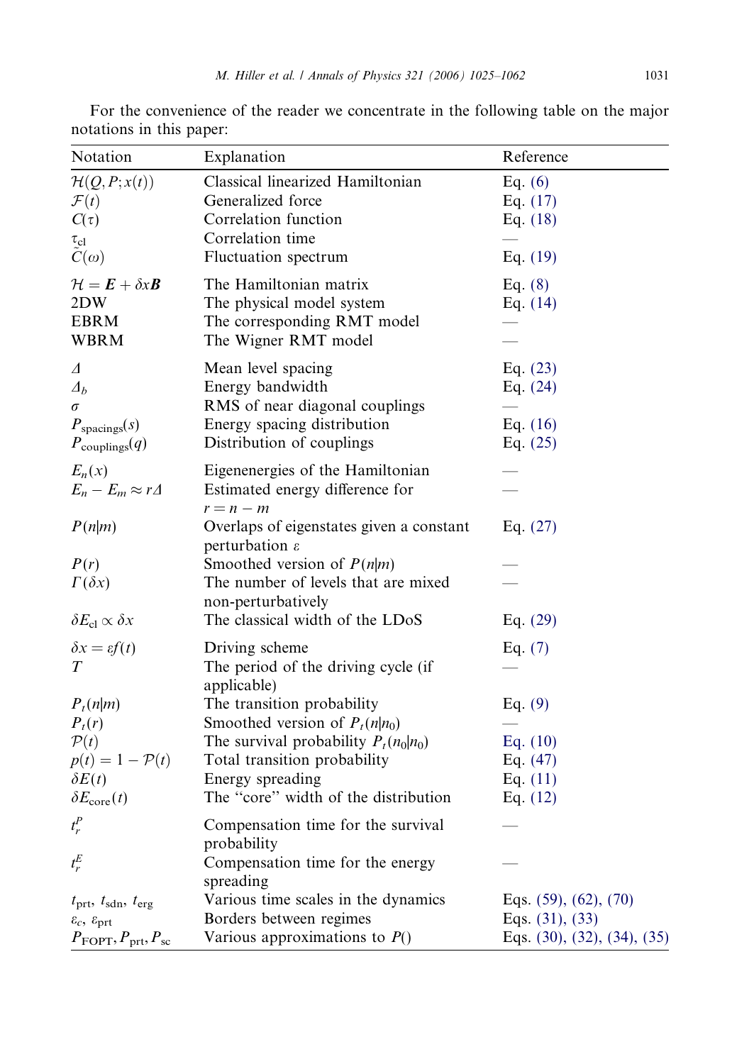For the convenience of the reader we concentrate in the following table on the major notations in this paper:

| Notation | Explanation | Reference |
|---|---|---|
| $\mathcal{H}(Q,P;x(t))$ | Classical linearized Hamiltonian | Eq. (6) |
| $\mathcal{F}(t)$ | Generalized force | Eq. (17) |
| $C(\tau)$ | Correlation function | Eq. (18) |
| $\tau_{\text{cl}}$ | Correlation time | — |
| $\tilde{C}(\omega)$ | Fluctuation spectrum | Eq. (19) |
| $\mathcal{H} = \boldsymbol{E} + \delta x \boldsymbol{B}$ | The Hamiltonian matrix | Eq. (8) |
| 2DW | The physical model system | Eq. (14) |
| EBRM | The corresponding RMT model | — |
| WBRM | The Wigner RMT model | — |
| $\Delta$ | Mean level spacing | Eq. (23) |
| $\Delta_b$ | Energy bandwidth | Eq. (24) |
| $\sigma$ | RMS of near diagonal couplings | — |
| $P_{\text{spacings}}(s)$ | Energy spacing distribution | Eq. (16) |
| $P_{\text{couplings}}(q)$ | Distribution of couplings | Eq. (25) |
| $E_n(x)$ | Eigenenergies of the Hamiltonian | — |
| $E_n - E_m \approx r\Delta$ | Estimated energy difference for $r = n - m$ | — |
| $P(n\vert m)$ | Overlaps of eigenstates given a constant perturbation $\varepsilon$ | Eq. (27) |
| $P(r)$ | Smoothed version of $P(n\vert m)$ | — |
| $\Gamma(\delta x)$ | The number of levels that are mixed non-perturbatively | — |
| $\delta E_{\text{cl}} \propto \delta x$ | The classical width of the LDoS | Eq. (29) |
| $\delta x = \varepsilon f(t)$ | Driving scheme | Eq. (7) |
| $T$ | The period of the driving cycle (if applicable) | — |
| $P_t(n\vert m)$ | The transition probability | Eq. (9) |
| $P_t(r)$ | Smoothed version of $P_t(n\vert n_0)$ | — |
| $\mathcal{P}(t)$ | The survival probability $P_t(n_0\vert n_0)$ | Eq. (10) |
| $p(t) = 1 - \mathcal{P}(t)$ | Total transition probability | Eq. (47) |
| $\delta E(t)$ | Energy spreading | Eq. (11) |
| $\delta E_{\text{core}}(t)$ | The "core" width of the distribution | Eq. (12) |
| $t_r^P$ | Compensation time for the survival probability | — |
| $t_r^E$ | Compensation time for the energy spreading | — |
| $t_{\text{prt}}$, $t_{\text{sdn}}$, $t_{\text{erg}}$ | Various time scales in the dynamics | Eqs. (59), (62), (70) |
| $\varepsilon_c$, $\varepsilon_{\text{prt}}$ | Borders between regimes | Eqs. (31), (33) |
| $P_{\text{FOPT}}, P_{\text{prt}}, P_{\text{sc}}$ | Various approximations to $P()$ | Eqs. (30), (32), (34), (35) |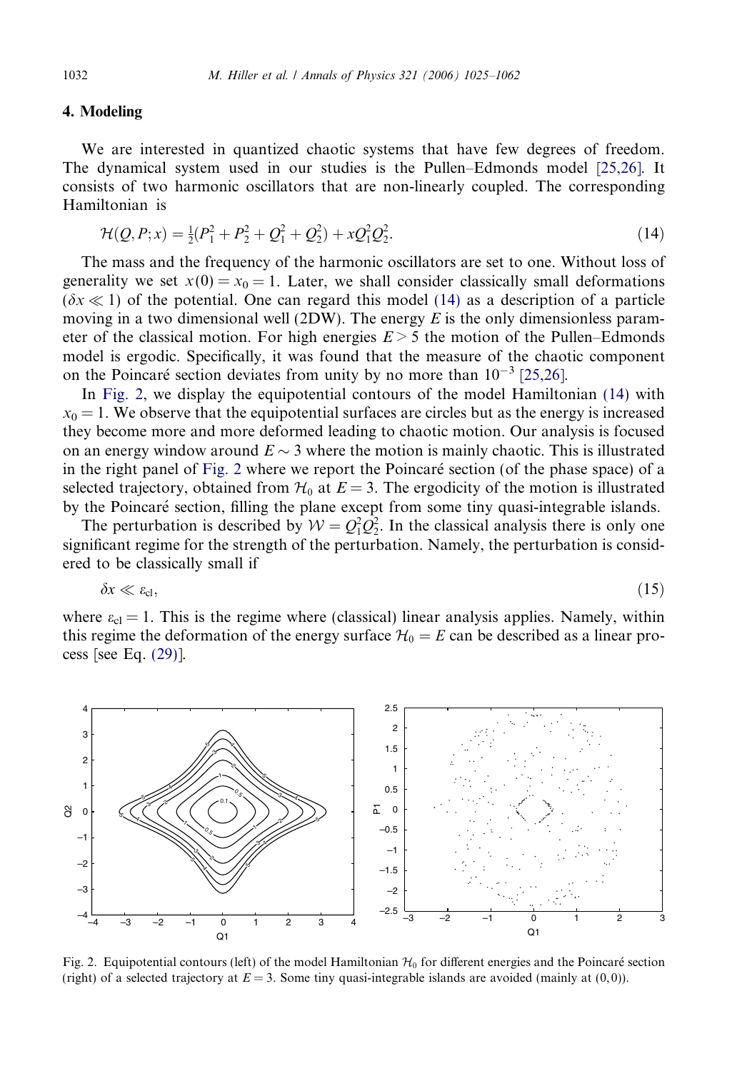## 4. Modeling

We are interested in quantized chaotic systems that have few degrees of freedom. The dynamical system used in our studies is the Pullen–Edmonds model [25,26]. It consists of two harmonic oscillators that are non-linearly coupled. The corresponding Hamiltonian is

$$\mathcal{H}(Q, P; x) = \tfrac{1}{2}(P_1^2 + P_2^2 + Q_1^2 + Q_2^2) + xQ_1^2 Q_2^2. \tag{14}$$

The mass and the frequency of the harmonic oscillators are set to one. Without loss of generality we set $x(0) = x_0 = 1$. Later, we shall consider classically small deformations ($\delta x \ll 1$) of the potential. One can regard this model (14) as a description of a particle moving in a two dimensional well (2DW). The energy $E$ is the only dimensionless parameter of the classical motion. For high energies $E > 5$ the motion of the Pullen–Edmonds model is ergodic. Specifically, it was found that the measure of the chaotic component on the Poincaré section deviates from unity by no more than $10^{-3}$ [25,26].

In Fig. 2, we display the equipotential contours of the model Hamiltonian (14) with $x_0 = 1$. We observe that the equipotential surfaces are circles but as the energy is increased they become more and more deformed leading to chaotic motion. Our analysis is focused on an energy window around $E \sim 3$ where the motion is mainly chaotic. This is illustrated in the right panel of Fig. 2 where we report the Poincaré section (of the phase space) of a selected trajectory, obtained from $\mathcal{H}_0$ at $E = 3$. The ergodicity of the motion is illustrated by the Poincaré section, filling the plane except from some tiny quasi-integrable islands.

The perturbation is described by $\mathcal{W} = Q_1^2 Q_2^2$. In the classical analysis there is only one significant regime for the strength of the perturbation. Namely, the perturbation is considered to be classically small if

$$\delta x \ll \varepsilon_{\text{cl}}, \tag{15}$$

where $\varepsilon_{\text{cl}} = 1$. This is the regime where (classical) linear analysis applies. Namely, within this regime the deformation of the energy surface $\mathcal{H}_0 = E$ can be described as a linear process [see Eq. (29)].

Fig. 2. Equipotential contours (left) of the model Hamiltonian $\mathcal{H}_0$ for different energies and the Poincaré section (right) of a selected trajectory at $E = 3$. Some tiny quasi-integrable islands are avoided (mainly at $(0, 0)$).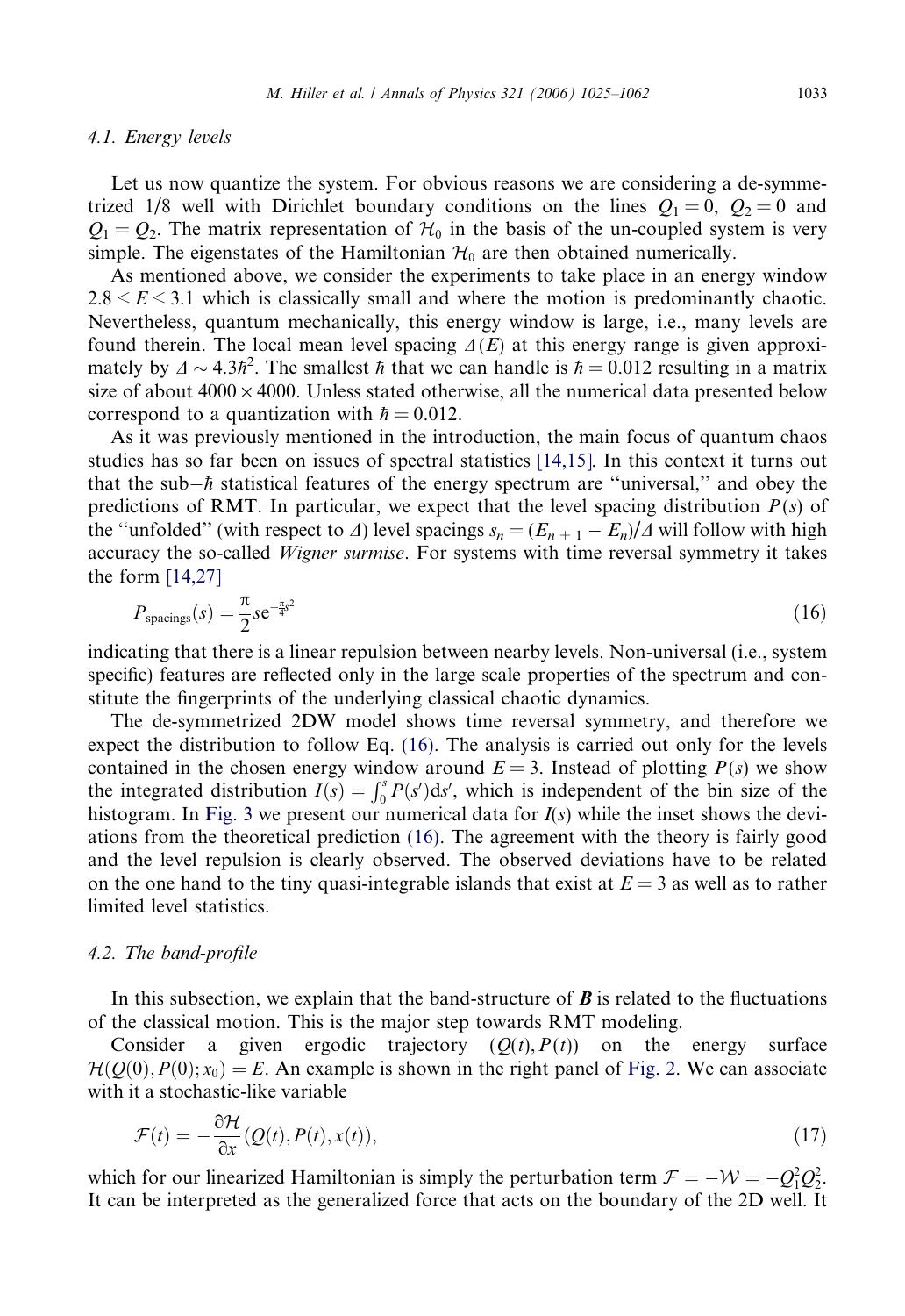### 4.1. Energy levels

Let us now quantize the system. For obvious reasons we are considering a de-symmetrized 1/8 well with Dirichlet boundary conditions on the lines $Q_1 = 0$, $Q_2 = 0$ and $Q_1 = Q_2$. The matrix representation of $\mathcal{H}_0$ in the basis of the un-coupled system is very simple. The eigenstates of the Hamiltonian $\mathcal{H}_0$ are then obtained numerically.

As mentioned above, we consider the experiments to take place in an energy window $2.8 < E < 3.1$ which is classically small and where the motion is predominantly chaotic. Nevertheless, quantum mechanically, this energy window is large, i.e., many levels are found therein. The local mean level spacing $\Delta(E)$ at this energy range is given approximately by $\Delta \sim 4.3\hbar^2$. The smallest $\hbar$ that we can handle is $\hbar = 0.012$ resulting in a matrix size of about $4000 \times 4000$. Unless stated otherwise, all the numerical data presented below correspond to a quantization with $\hbar = 0.012$.

As it was previously mentioned in the introduction, the main focus of quantum chaos studies has so far been on issues of spectral statistics [14,15]. In this context it turns out that the sub$-\hbar$ statistical features of the energy spectrum are "universal," and obey the predictions of RMT. In particular, we expect that the level spacing distribution $P(s)$ of the "unfolded" (with respect to $\Delta$) level spacings $s_n = (E_{n+1} - E_n)/\Delta$ will follow with high accuracy the so-called *Wigner surmise*. For systems with time reversal symmetry it takes the form [14,27]

$$P_{\text{spacings}}(s) = \frac{\pi}{2} s \mathrm{e}^{-\frac{\pi}{4}s^2} \tag{16}$$

indicating that there is a linear repulsion between nearby levels. Non-universal (i.e., system specific) features are reflected only in the large scale properties of the spectrum and constitute the fingerprints of the underlying classical chaotic dynamics.

The de-symmetrized 2DW model shows time reversal symmetry, and therefore we expect the distribution to follow Eq. (16). The analysis is carried out only for the levels contained in the chosen energy window around $E = 3$. Instead of plotting $P(s)$ we show the integrated distribution $I(s) = \int_0^s P(s')\mathrm{d}s'$, which is independent of the bin size of the histogram. In Fig. 3 we present our numerical data for $I(s)$ while the inset shows the deviations from the theoretical prediction (16). The agreement with the theory is fairly good and the level repulsion is clearly observed. The observed deviations have to be related on the one hand to the tiny quasi-integrable islands that exist at $E = 3$ as well as to rather limited level statistics.

### 4.2. The band-profile

In this subsection, we explain that the band-structure of $\boldsymbol{B}$ is related to the fluctuations of the classical motion. This is the major step towards RMT modeling.

Consider a given ergodic trajectory $(Q(t), P(t))$ on the energy surface $\mathcal{H}(Q(0), P(0); x_0) = E$. An example is shown in the right panel of Fig. 2. We can associate with it a stochastic-like variable

$$\mathcal{F}(t) = -\frac{\partial \mathcal{H}}{\partial x}(Q(t), P(t), x(t)), \tag{17}$$

which for our linearized Hamiltonian is simply the perturbation term $\mathcal{F} = -\mathcal{W} = -Q_1^2 Q_2^2$. It can be interpreted as the generalized force that acts on the boundary of the 2D well. It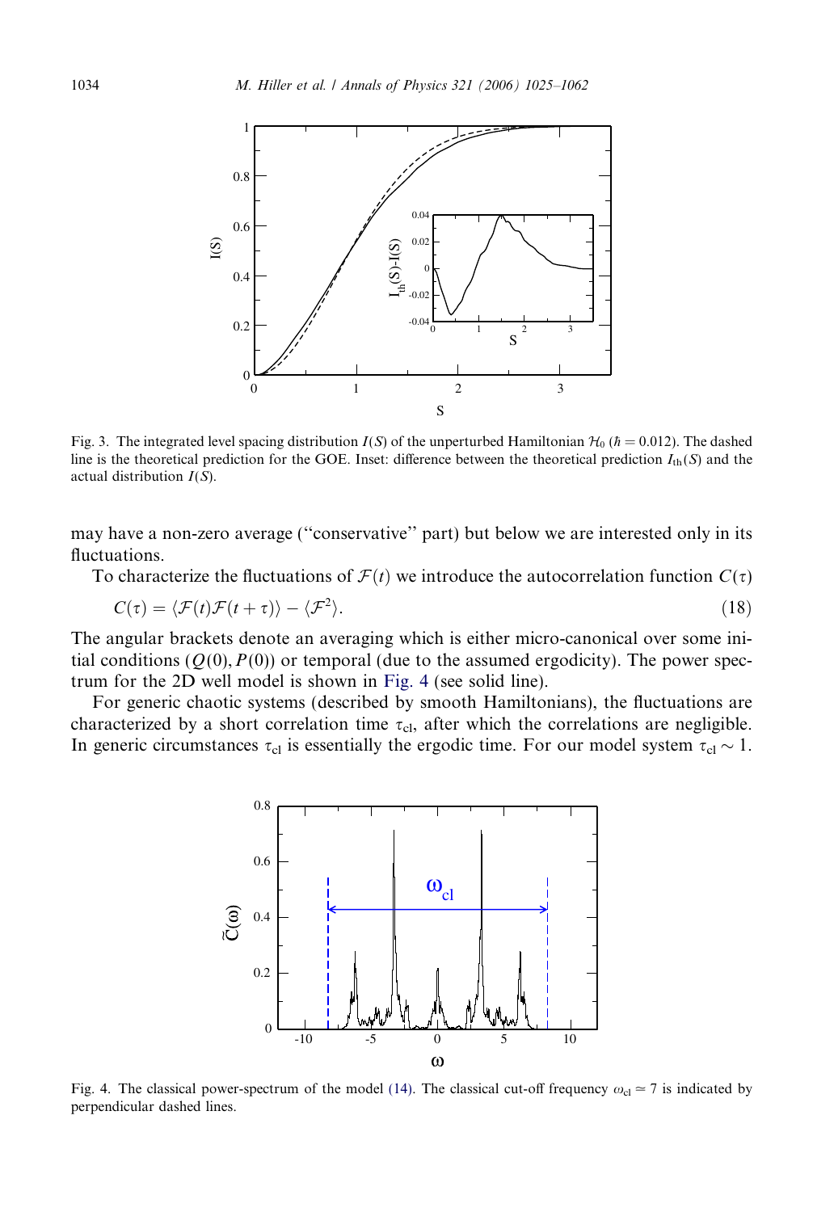Fig. 3. The integrated level spacing distribution $I(S)$ of the unperturbed Hamiltonian $\mathcal{H}_0$ ($\hbar = 0.012$). The dashed line is the theoretical prediction for the GOE. Inset: difference between the theoretical prediction $I_{\text{th}}(S)$ and the actual distribution $I(S)$.

may have a non-zero average ("conservative" part) but below we are interested only in its fluctuations.

To characterize the fluctuations of $\mathcal{F}(t)$ we introduce the autocorrelation function $C(\tau)$

$$C(\tau) = \langle \mathcal{F}(t)\mathcal{F}(t+\tau) \rangle - \langle \mathcal{F}^2 \rangle. \tag{18}$$

The angular brackets denote an averaging which is either micro-canonical over some initial conditions $(Q(0), P(0))$ or temporal (due to the assumed ergodicity). The power spectrum for the 2D well model is shown in Fig. 4 (see solid line).

For generic chaotic systems (described by smooth Hamiltonians), the fluctuations are characterized by a short correlation time $\tau_{\text{cl}}$, after which the correlations are negligible. In generic circumstances $\tau_{\text{cl}}$ is essentially the ergodic time. For our model system $\tau_{\text{cl}} \sim 1$.

Fig. 4. The classical power-spectrum of the model (14). The classical cut-off frequency $\omega_{\text{cl}} \simeq 7$ is indicated by perpendicular dashed lines.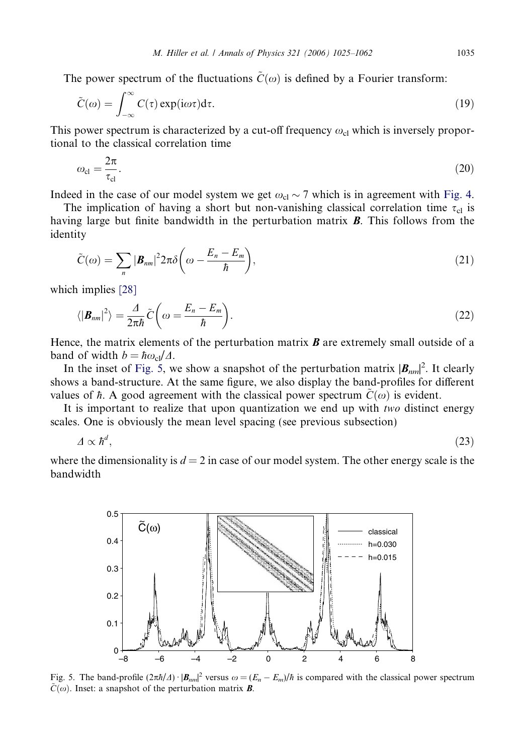The power spectrum of the fluctuations $\tilde{C}(\omega)$ is defined by a Fourier transform:

$$\tilde{C}(\omega) = \int_{-\infty}^{\infty} C(\tau) \exp(\mathrm{i}\omega\tau) \mathrm{d}\tau. \tag{19}$$

This power spectrum is characterized by a cut-off frequency $\omega_{\mathrm{cl}}$ which is inversely proportional to the classical correlation time

$$\omega_{\mathrm{cl}} = \frac{2\pi}{\tau_{\mathrm{cl}}}. \tag{20}$$

Indeed in the case of our model system we get $\omega_{\mathrm{cl}} \sim 7$ which is in agreement with Fig. 4.

The implication of having a short but non-vanishing classical correlation time $\tau_{\mathrm{cl}}$ is having large but finite bandwidth in the perturbation matrix $\boldsymbol{B}$. This follows from the identity

$$\tilde{C}(\omega) = \sum_{n} |\boldsymbol{B}_{nm}|^2 2\pi\delta\left(\omega - \frac{E_n - E_m}{\hbar}\right), \tag{21}$$

which implies [28]

$$\langle |\boldsymbol{B}_{nm}|^2 \rangle = \frac{\Delta}{2\pi\hbar} \tilde{C}\left(\omega = \frac{E_n - E_m}{\hbar}\right). \tag{22}$$

Hence, the matrix elements of the perturbation matrix $\boldsymbol{B}$ are extremely small outside of a band of width $b = \hbar\omega_{\mathrm{cl}}/\Delta$.

In the inset of Fig. 5, we show a snapshot of the perturbation matrix $|\boldsymbol{B}_{nm}|^2$. It clearly shows a band-structure. At the same figure, we also display the band-profiles for different values of $\hbar$. A good agreement with the classical power spectrum $\tilde{C}(\omega)$ is evident.

It is important to realize that upon quantization we end up with *two* distinct energy scales. One is obviously the mean level spacing (see previous subsection)

$$\Delta \propto \hbar^d, \tag{23}$$

where the dimensionality is $d = 2$ in case of our model system. The other energy scale is the bandwidth

Fig. 5. The band-profile $(2\pi\hbar/\Delta) \cdot |\boldsymbol{B}_{nm}|^2$ versus $\omega = (E_n - E_m)/\hbar$ is compared with the classical power spectrum $\tilde{C}(\omega)$. Inset: a snapshot of the perturbation matrix $\boldsymbol{B}$.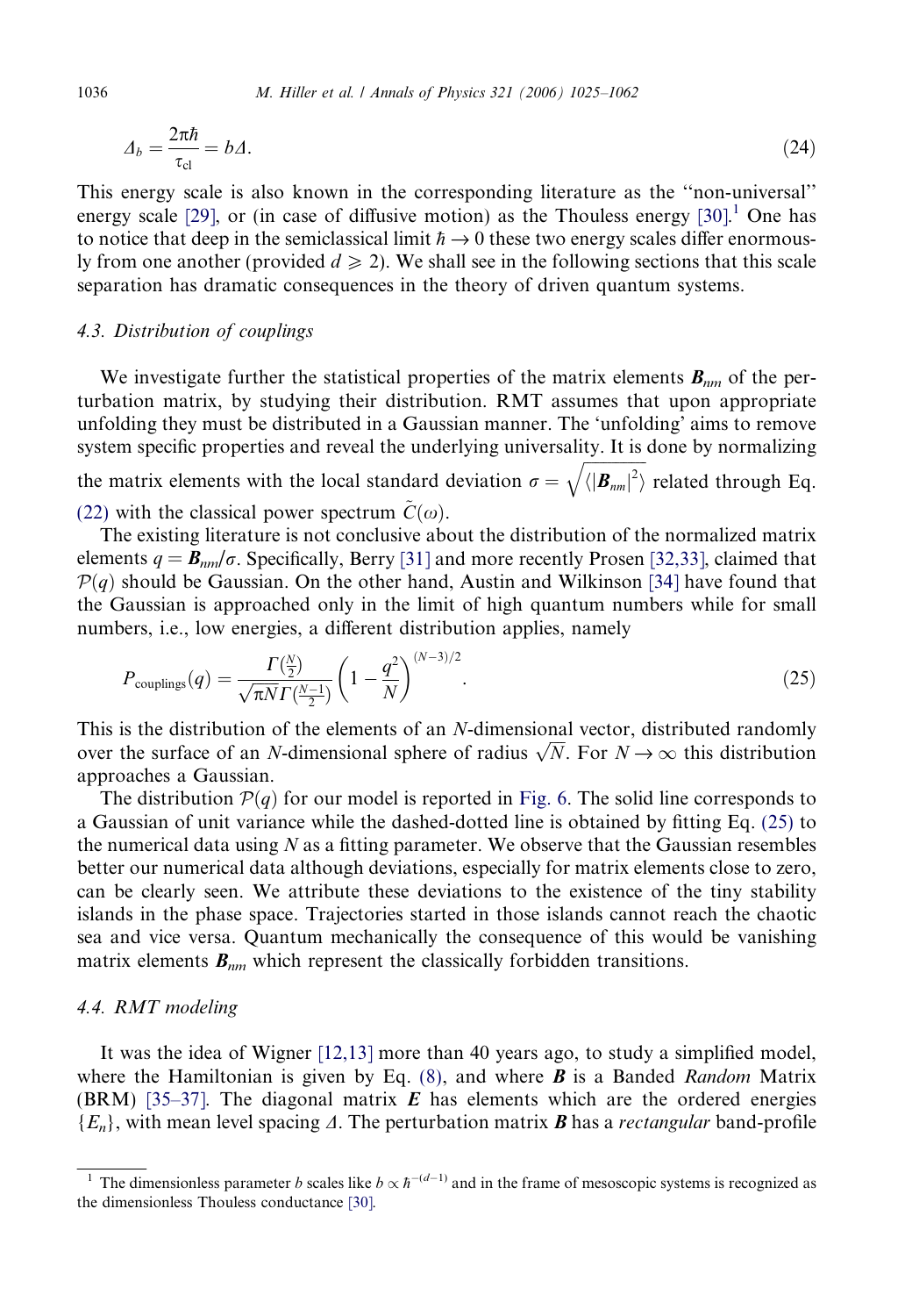$$\Delta_b = \frac{2\pi\hbar}{\tau_{\text{cl}}} = b\Delta. \tag{24}$$

This energy scale is also known in the corresponding literature as the "non-universal" energy scale [29], or (in case of diffusive motion) as the Thouless energy [30].[1] One has to notice that deep in the semiclassical limit $\hbar \to 0$ these two energy scales differ enormously from one another (provided $d \geqslant 2$). We shall see in the following sections that this scale separation has dramatic consequences in the theory of driven quantum systems.

### 4.3. Distribution of couplings

We investigate further the statistical properties of the matrix elements $\boldsymbol{B}_{nm}$ of the perturbation matrix, by studying their distribution. RMT assumes that upon appropriate unfolding they must be distributed in a Gaussian manner. The 'unfolding' aims to remove system specific properties and reveal the underlying universality. It is done by normalizing the matrix elements with the local standard deviation $\sigma = \sqrt{\langle |\boldsymbol{B}_{nm}|^2 \rangle}$ related through Eq. (22) with the classical power spectrum $\tilde{C}(\omega)$.

The existing literature is not conclusive about the distribution of the normalized matrix elements $q = \boldsymbol{B}_{nm}/\sigma$. Specifically, Berry [31] and more recently Prosen [32,33], claimed that $\mathcal{P}(q)$ should be Gaussian. On the other hand, Austin and Wilkinson [34] have found that the Gaussian is approached only in the limit of high quantum numbers while for small numbers, i.e., low energies, a different distribution applies, namely

$$P_{\text{couplings}}(q) = \frac{\Gamma(\frac{N}{2})}{\sqrt{\pi N}\,\Gamma(\frac{N-1}{2})} \left(1 - \frac{q^2}{N}\right)^{(N-3)/2}. \tag{25}$$

This is the distribution of the elements of an $N$-dimensional vector, distributed randomly over the surface of an $N$-dimensional sphere of radius $\sqrt{N}$. For $N \to \infty$ this distribution approaches a Gaussian.

The distribution $\mathcal{P}(q)$ for our model is reported in Fig. 6. The solid line corresponds to a Gaussian of unit variance while the dashed-dotted line is obtained by fitting Eq. (25) to the numerical data using $N$ as a fitting parameter. We observe that the Gaussian resembles better our numerical data although deviations, especially for matrix elements close to zero, can be clearly seen. We attribute these deviations to the existence of the tiny stability islands in the phase space. Trajectories started in those islands cannot reach the chaotic sea and vice versa. Quantum mechanically the consequence of this would be vanishing matrix elements $\boldsymbol{B}_{nm}$ which represent the classically forbidden transitions.

### 4.4. RMT modeling

It was the idea of Wigner [12,13] more than 40 years ago, to study a simplified model, where the Hamiltonian is given by Eq. (8), and where $\boldsymbol{B}$ is a Banded *Random* Matrix (BRM) [35–37]. The diagonal matrix $\boldsymbol{E}$ has elements which are the ordered energies $\{E_n\}$, with mean level spacing $\Delta$. The perturbation matrix $\boldsymbol{B}$ has a *rectangular* band-profile

---

[1] The dimensionless parameter $b$ scales like $b \propto \hbar^{-(d-1)}$ and in the frame of mesoscopic systems is recognized as the dimensionless Thouless conductance [30].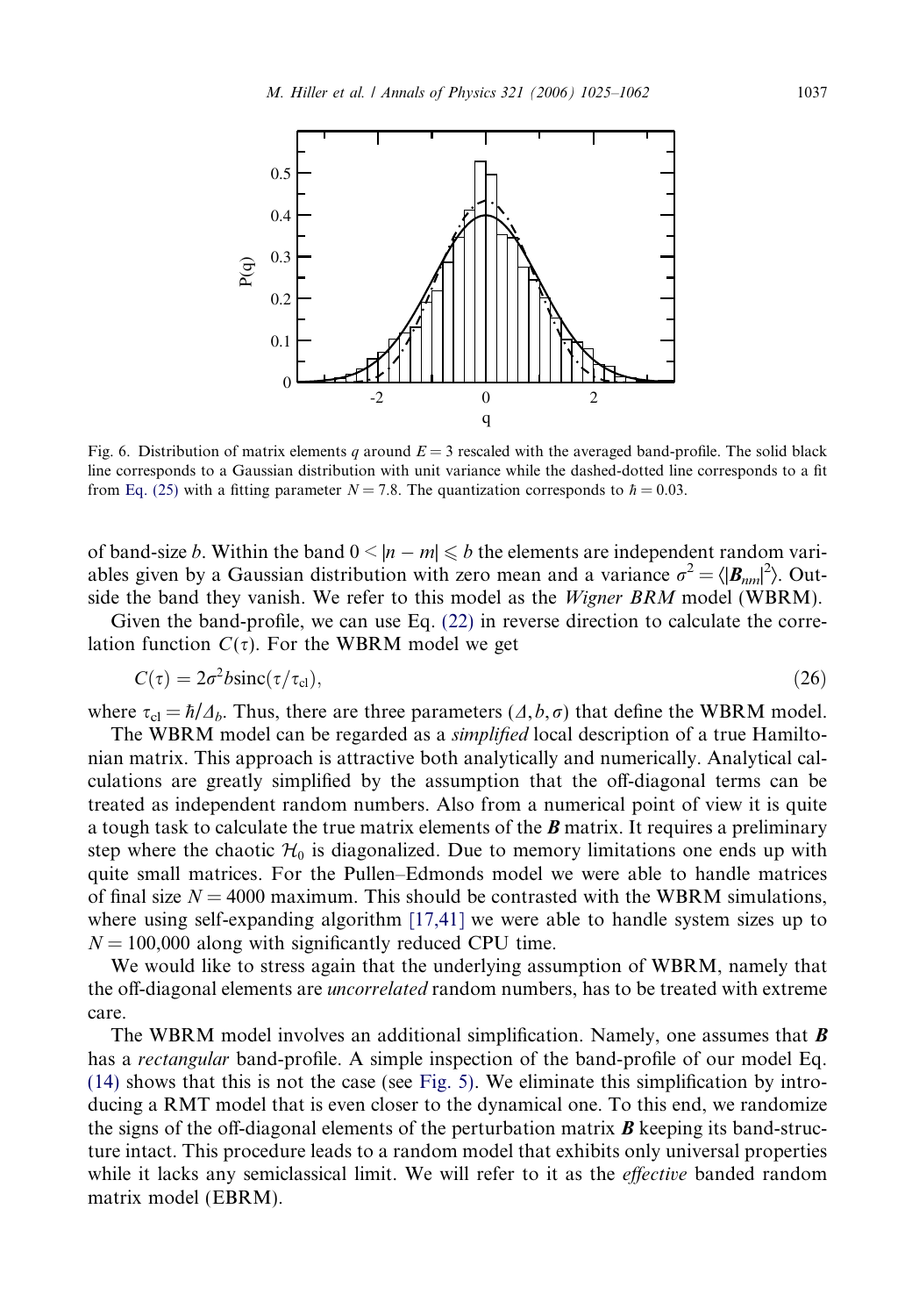Fig. 6. Distribution of matrix elements $q$ around $E = 3$ rescaled with the averaged band-profile. The solid black line corresponds to a Gaussian distribution with unit variance while the dashed-dotted line corresponds to a fit from Eq. (25) with a fitting parameter $N = 7.8$. The quantization corresponds to $\hbar = 0.03$.

of band-size $b$. Within the band $0 < |n - m| \leqslant b$ the elements are independent random variables given by a Gaussian distribution with zero mean and a variance $\sigma^2 = \langle |\boldsymbol{B}_{nm}|^2 \rangle$. Outside the band they vanish. We refer to this model as the *Wigner BRM* model (WBRM).

Given the band-profile, we can use Eq. (22) in reverse direction to calculate the correlation function $C(\tau)$. For the WBRM model we get

$$C(\tau) = 2\sigma^2 b \operatorname{sinc}(\tau/\tau_{\rm cl}), \tag{26}$$

where $\tau_{\rm cl} = \hbar/\Delta_b$. Thus, there are three parameters $(\Delta, b, \sigma)$ that define the WBRM model.

The WBRM model can be regarded as a *simplified* local description of a true Hamiltonian matrix. This approach is attractive both analytically and numerically. Analytical calculations are greatly simplified by the assumption that the off-diagonal terms can be treated as independent random numbers. Also from a numerical point of view it is quite a tough task to calculate the true matrix elements of the $\boldsymbol{B}$ matrix. It requires a preliminary step where the chaotic $\mathcal{H}_0$ is diagonalized. Due to memory limitations one ends up with quite small matrices. For the Pullen–Edmonds model we were able to handle matrices of final size $N = 4000$ maximum. This should be contrasted with the WBRM simulations, where using self-expanding algorithm [17,41] we were able to handle system sizes up to $N = 100{,}000$ along with significantly reduced CPU time.

We would like to stress again that the underlying assumption of WBRM, namely that the off-diagonal elements are *uncorrelated* random numbers, has to be treated with extreme care.

The WBRM model involves an additional simplification. Namely, one assumes that $\boldsymbol{B}$ has a *rectangular* band-profile. A simple inspection of the band-profile of our model Eq. (14) shows that this is not the case (see Fig. 5). We eliminate this simplification by introducing a RMT model that is even closer to the dynamical one. To this end, we randomize the signs of the off-diagonal elements of the perturbation matrix $\boldsymbol{B}$ keeping its band-structure intact. This procedure leads to a random model that exhibits only universal properties while it lacks any semiclassical limit. We will refer to it as the *effective* banded random matrix model (EBRM).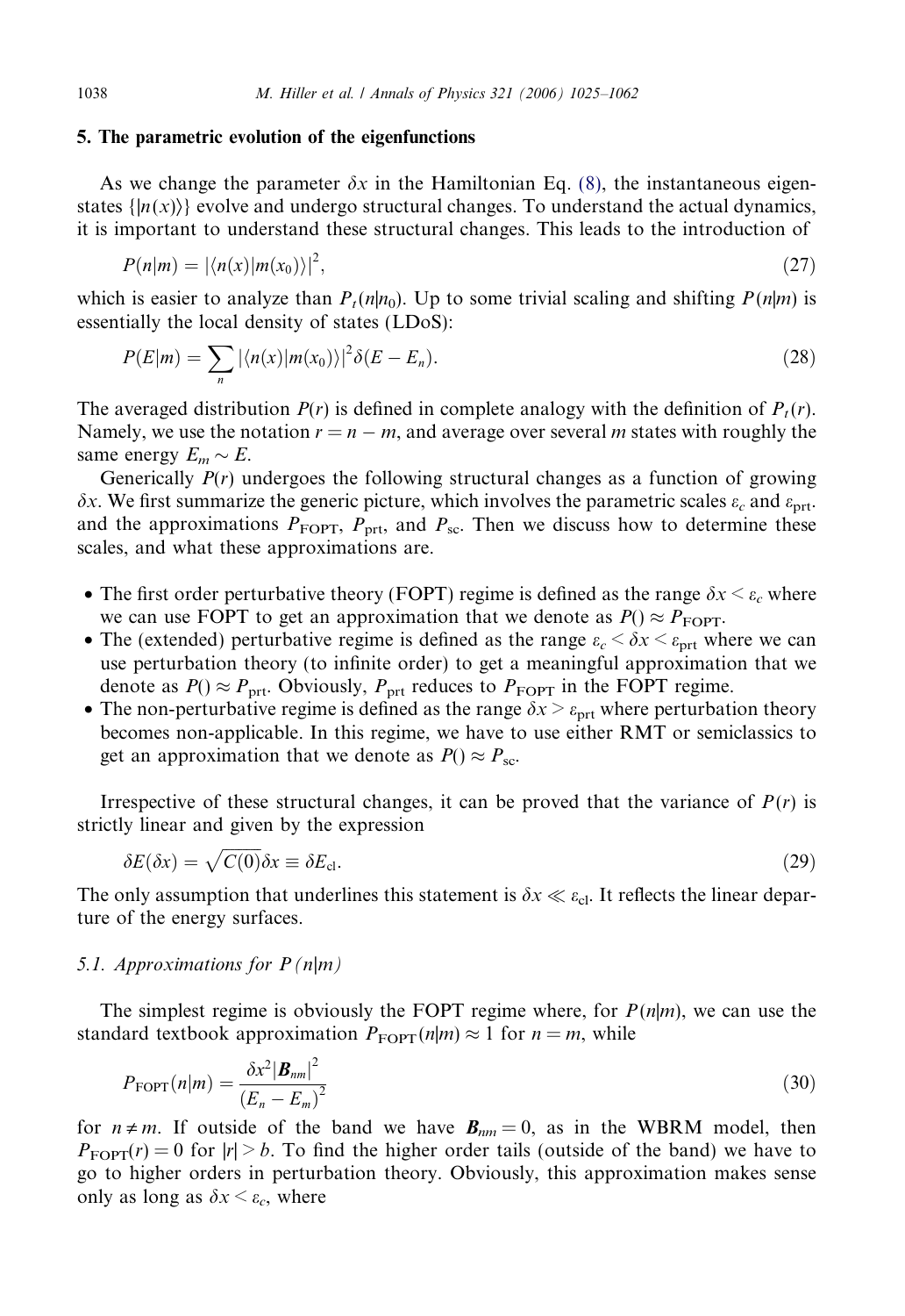## 5. The parametric evolution of the eigenfunctions

As we change the parameter $\delta x$ in the Hamiltonian Eq. (8), the instantaneous eigenstates $\{|n(x)\rangle\}$ evolve and undergo structural changes. To understand the actual dynamics, it is important to understand these structural changes. This leads to the introduction of

$$P(n|m) = |\langle n(x)|m(x_0)\rangle|^2, \tag{27}$$

which is easier to analyze than $P_t(n|n_0)$. Up to some trivial scaling and shifting $P(n|m)$ is essentially the local density of states (LDoS):

$$P(E|m) = \sum_n |\langle n(x)|m(x_0)\rangle|^2 \delta(E - E_n). \tag{28}$$

The averaged distribution $P(r)$ is defined in complete analogy with the definition of $P_t(r)$. Namely, we use the notation $r = n - m$, and average over several $m$ states with roughly the same energy $E_m \sim E$.

Generically $P(r)$ undergoes the following structural changes as a function of growing $\delta x$. We first summarize the generic picture, which involves the parametric scales $\varepsilon_c$ and $\varepsilon_{\text{prt}}$. and the approximations $P_{\text{FOPT}}$, $P_{\text{prt}}$, and $P_{\text{sc}}$. Then we discuss how to determine these scales, and what these approximations are.

- The first order perturbative theory (FOPT) regime is defined as the range $\delta x < \varepsilon_c$ where we can use FOPT to get an approximation that we denote as $P() \approx P_{\text{FOPT}}$.
- The (extended) perturbative regime is defined as the range $\varepsilon_c < \delta x < \varepsilon_{\text{prt}}$ where we can use perturbation theory (to infinite order) to get a meaningful approximation that we denote as $P() \approx P_{\text{prt}}$. Obviously, $P_{\text{prt}}$ reduces to $P_{\text{FOPT}}$ in the FOPT regime.
- The non-perturbative regime is defined as the range $\delta x > \varepsilon_{\text{prt}}$ where perturbation theory becomes non-applicable. In this regime, we have to use either RMT or semiclassics to get an approximation that we denote as $P() \approx P_{\text{sc}}$.

Irrespective of these structural changes, it can be proved that the variance of $P(r)$ is strictly linear and given by the expression

$$\delta E(\delta x) = \sqrt{C(0)}\delta x \equiv \delta E_{\text{cl}}. \tag{29}$$

The only assumption that underlines this statement is $\delta x \ll \varepsilon_{\text{cl}}$. It reflects the linear departure of the energy surfaces.

### 5.1. Approximations for $P(n|m)$

The simplest regime is obviously the FOPT regime where, for $P(n|m)$, we can use the standard textbook approximation $P_{\text{FOPT}}(n|m) \approx 1$ for $n = m$, while

$$P_{\text{FOPT}}(n|m) = \frac{\delta x^2 |\boldsymbol{B}_{nm}|^2}{(E_n - E_m)^2} \tag{30}$$

for $n \neq m$. If outside of the band we have $\boldsymbol{B}_{nm} = 0$, as in the WBRM model, then $P_{\text{FOPT}}(r) = 0$ for $|r| > b$. To find the higher order tails (outside of the band) we have to go to higher orders in perturbation theory. Obviously, this approximation makes sense only as long as $\delta x < \varepsilon_c$, where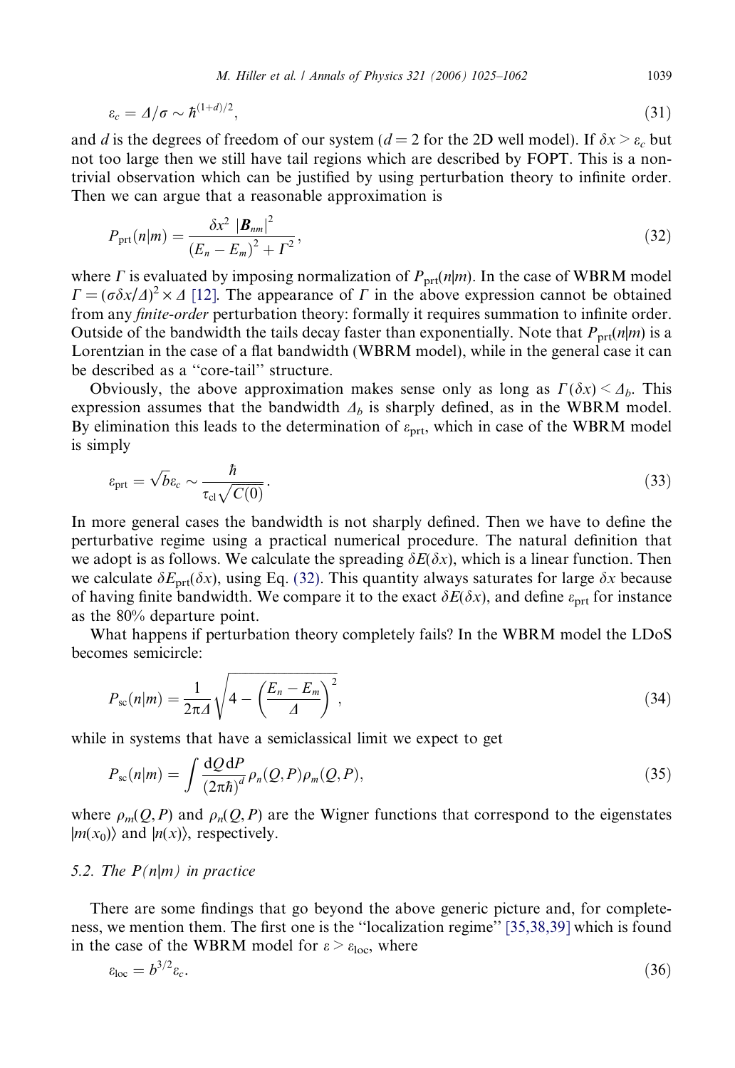$$\varepsilon_c = \Delta/\sigma \sim \hbar^{(1+d)/2}, \tag{31}$$

and $d$ is the degrees of freedom of our system ($d = 2$ for the 2D well model). If $\delta x > \varepsilon_c$ but not too large then we still have tail regions which are described by FOPT. This is a non-trivial observation which can be justified by using perturbation theory to infinite order. Then we can argue that a reasonable approximation is

$$P_{\text{prt}}(n|m) = \frac{\delta x^2 \, |\boldsymbol{B}_{nm}|^2}{(E_n - E_m)^2 + \Gamma^2}, \tag{32}$$

where $\Gamma$ is evaluated by imposing normalization of $P_{\text{prt}}(n|m)$. In the case of WBRM model $\Gamma = (\sigma\delta x/\Delta)^2 \times \Delta$ [12]. The appearance of $\Gamma$ in the above expression cannot be obtained from any *finite-order* perturbation theory: formally it requires summation to infinite order. Outside of the bandwidth the tails decay faster than exponentially. Note that $P_{\text{prt}}(n|m)$ is a Lorentzian in the case of a flat bandwidth (WBRM model), while in the general case it can be described as a "core-tail" structure.

Obviously, the above approximation makes sense only as long as $\Gamma(\delta x) < \Delta_b$. This expression assumes that the bandwidth $\Delta_b$ is sharply defined, as in the WBRM model. By elimination this leads to the determination of $\varepsilon_{\text{prt}}$, which in case of the WBRM model is simply

$$\varepsilon_{\text{prt}} = \sqrt{b}\varepsilon_c \sim \frac{\hbar}{\tau_{\text{cl}}\sqrt{C(0)}}. \tag{33}$$

In more general cases the bandwidth is not sharply defined. Then we have to define the perturbative regime using a practical numerical procedure. The natural definition that we adopt is as follows. We calculate the spreading $\delta E(\delta x)$, which is a linear function. Then we calculate $\delta E_{\text{prt}}(\delta x)$, using Eq. (32). This quantity always saturates for large $\delta x$ because of having finite bandwidth. We compare it to the exact $\delta E(\delta x)$, and define $\varepsilon_{\text{prt}}$ for instance as the 80% departure point.

What happens if perturbation theory completely fails? In the WBRM model the LDoS becomes semicircle:

$$P_{\text{sc}}(n|m) = \frac{1}{2\pi\Delta}\sqrt{4 - \left(\frac{E_n - E_m}{\Delta}\right)^2}, \tag{34}$$

while in systems that have a semiclassical limit we expect to get

$$P_{\text{sc}}(n|m) = \int \frac{\mathrm{d}Q\,\mathrm{d}P}{(2\pi\hbar)^d} \rho_n(Q,P)\rho_m(Q,P), \tag{35}$$

where $\rho_m(Q,P)$ and $\rho_n(Q,P)$ are the Wigner functions that correspond to the eigenstates $|m(x_0)\rangle$ and $|n(x)\rangle$, respectively.

### 5.2. The $P(n|m)$ in practice

There are some findings that go beyond the above generic picture and, for completeness, we mention them. The first one is the "localization regime" [35,38,39] which is found in the case of the WBRM model for $\varepsilon > \varepsilon_{\text{loc}}$, where

$$\varepsilon_{\text{loc}} = b^{3/2}\varepsilon_c. \tag{36}$$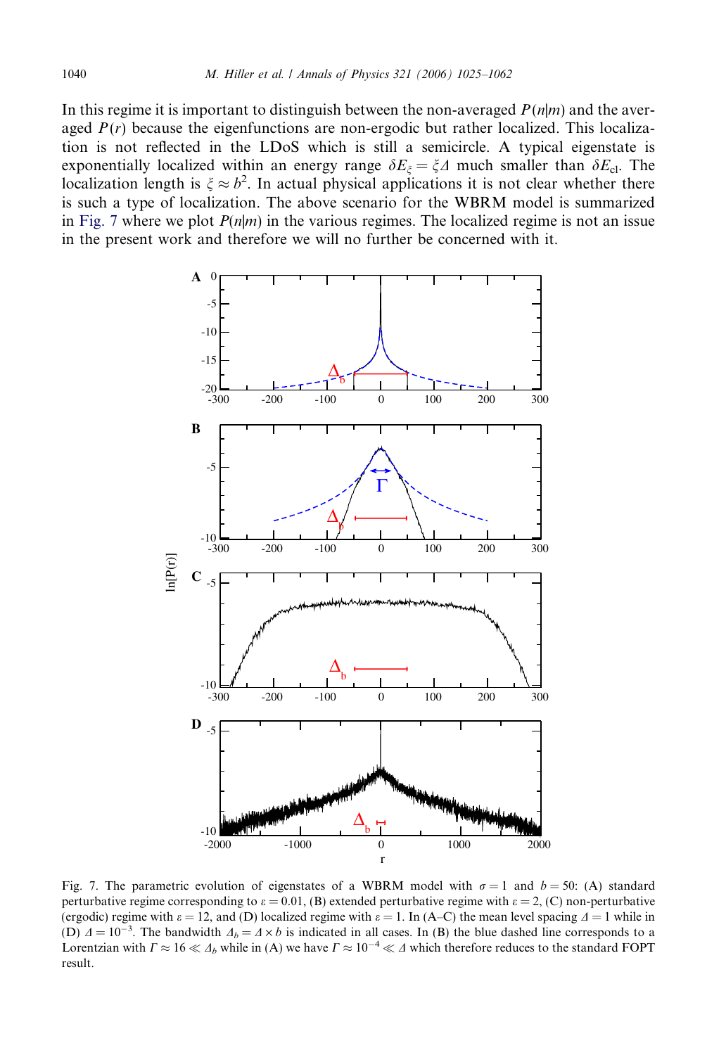In this regime it is important to distinguish between the non-averaged $P(n|m)$ and the averaged $P(r)$ because the eigenfunctions are non-ergodic but rather localized. This localization is not reflected in the LDoS which is still a semicircle. A typical eigenstate is exponentially localized within an energy range $\delta E_\xi = \xi \Delta$ much smaller than $\delta E_{\rm cl}$. The localization length is $\xi \approx b^2$. In actual physical applications it is not clear whether there is such a type of localization. The above scenario for the WBRM model is summarized in Fig. 7 where we plot $P(n|m)$ in the various regimes. The localized regime is not an issue in the present work and therefore we will no further be concerned with it.

Fig. 7. The parametric evolution of eigenstates of a WBRM model with $\sigma = 1$ and $b = 50$: (A) standard perturbative regime corresponding to $\varepsilon = 0.01$, (B) extended perturbative regime with $\varepsilon = 2$, (C) non-perturbative (ergodic) regime with $\varepsilon = 12$, and (D) localized regime with $\varepsilon = 1$. In (A–C) the mean level spacing $\Delta = 1$ while in (D) $\Delta = 10^{-3}$. The bandwidth $\Delta_b = \Delta \times b$ is indicated in all cases. In (B) the blue dashed line corresponds to a Lorentzian with $\Gamma \approx 16 \ll \Delta_b$ while in (A) we have $\Gamma \approx 10^{-4} \ll \Delta$ which therefore reduces to the standard FOPT result.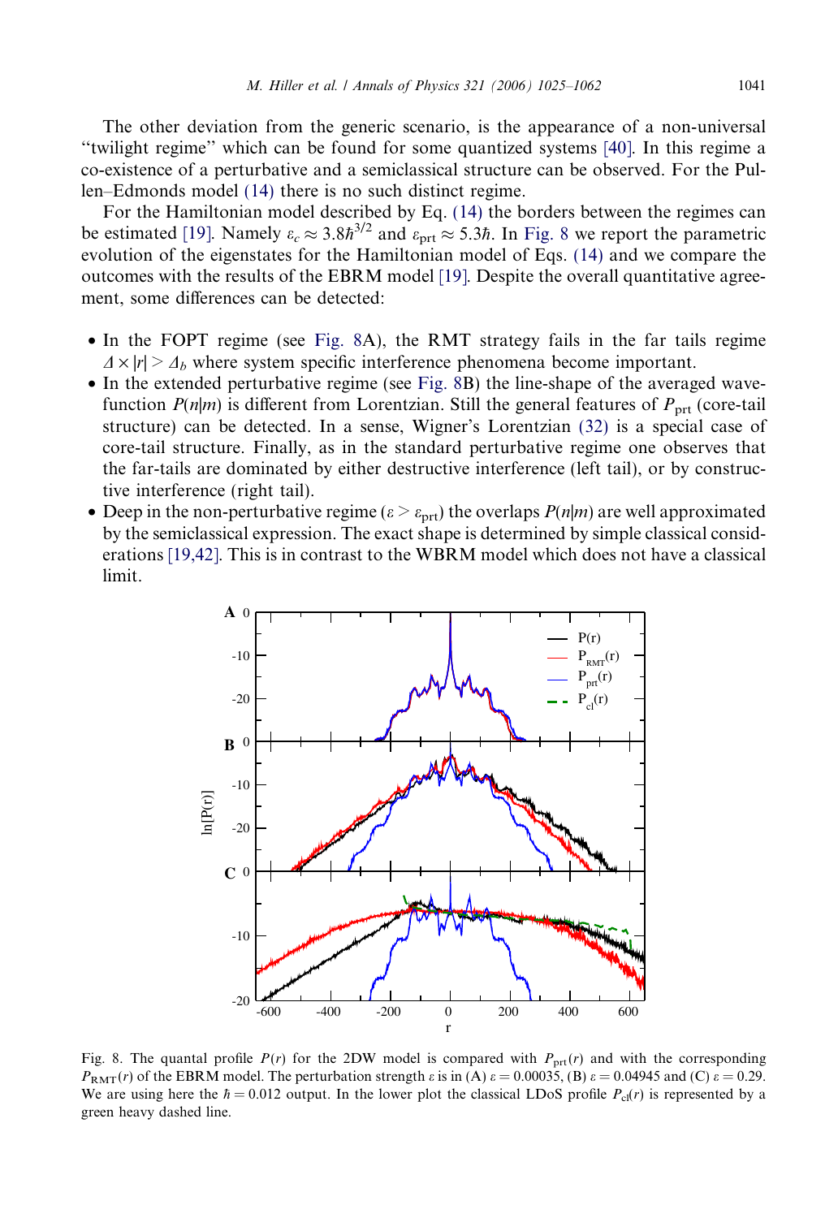The other deviation from the generic scenario, is the appearance of a non-universal "twilight regime" which can be found for some quantized systems [40]. In this regime a co-existence of a perturbative and a semiclassical structure can be observed. For the Pullen–Edmonds model (14) there is no such distinct regime.

For the Hamiltonian model described by Eq. (14) the borders between the regimes can be estimated [19]. Namely $\varepsilon_c \approx 3.8\hbar^{3/2}$ and $\varepsilon_{\rm prt} \approx 5.3\hbar$. In Fig. 8 we report the parametric evolution of the eigenstates for the Hamiltonian model of Eqs. (14) and we compare the outcomes with the results of the EBRM model [19]. Despite the overall quantitative agreement, some differences can be detected:

- In the FOPT regime (see Fig. 8A), the RMT strategy fails in the far tails regime $\Delta \times |r| > \Delta_b$ where system specific interference phenomena become important.
- In the extended perturbative regime (see Fig. 8B) the line-shape of the averaged wavefunction $P(n|m)$ is different from Lorentzian. Still the general features of $P_{\rm prt}$ (core-tail structure) can be detected. In a sense, Wigner's Lorentzian (32) is a special case of core-tail structure. Finally, as in the standard perturbative regime one observes that the far-tails are dominated by either destructive interference (left tail), or by constructive interference (right tail).
- Deep in the non-perturbative regime ($\varepsilon > \varepsilon_{\rm prt}$) the overlaps $P(n|m)$ are well approximated by the semiclassical expression. The exact shape is determined by simple classical considerations [19,42]. This is in contrast to the WBRM model which does not have a classical limit.

Fig. 8. The quantal profile $P(r)$ for the 2DW model is compared with $P_{\rm prt}(r)$ and with the corresponding $P_{\rm RMT}(r)$ of the EBRM model. The perturbation strength $\varepsilon$ is in (A) $\varepsilon = 0.00035$, (B) $\varepsilon = 0.04945$ and (C) $\varepsilon = 0.29$. We are using here the $\hbar = 0.012$ output. In the lower plot the classical LDoS profile $P_{\rm cl}(r)$ is represented by a green heavy dashed line.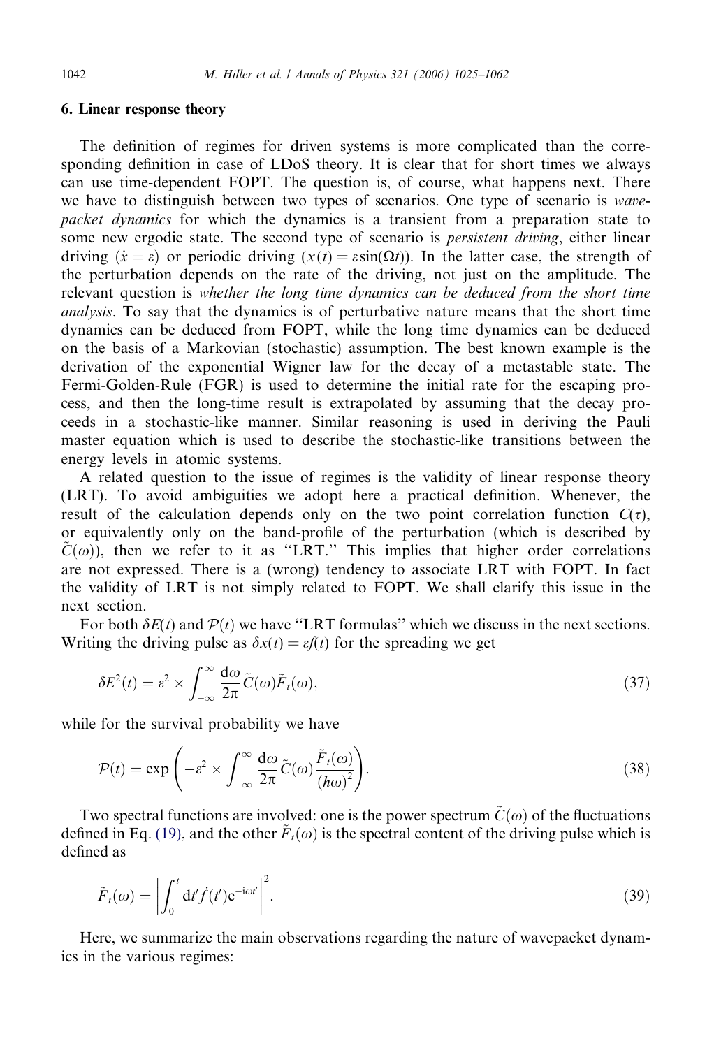## 6. Linear response theory

The definition of regimes for driven systems is more complicated than the corresponding definition in case of LDoS theory. It is clear that for short times we always can use time-dependent FOPT. The question is, of course, what happens next. There we have to distinguish between two types of scenarios. One type of scenario is *wavepacket dynamics* for which the dynamics is a transient from a preparation state to some new ergodic state. The second type of scenario is *persistent driving*, either linear driving ($\dot{x} = \varepsilon$) or periodic driving ($x(t) = \varepsilon \sin(\Omega t)$). In the latter case, the strength of the perturbation depends on the rate of the driving, not just on the amplitude. The relevant question is *whether the long time dynamics can be deduced from the short time analysis*. To say that the dynamics is of perturbative nature means that the short time dynamics can be deduced from FOPT, while the long time dynamics can be deduced on the basis of a Markovian (stochastic) assumption. The best known example is the derivation of the exponential Wigner law for the decay of a metastable state. The Fermi-Golden-Rule (FGR) is used to determine the initial rate for the escaping process, and then the long-time result is extrapolated by assuming that the decay proceeds in a stochastic-like manner. Similar reasoning is used in deriving the Pauli master equation which is used to describe the stochastic-like transitions between the energy levels in atomic systems.

A related question to the issue of regimes is the validity of linear response theory (LRT). To avoid ambiguities we adopt here a practical definition. Whenever, the result of the calculation depends only on the two point correlation function $C(\tau)$, or equivalently only on the band-profile of the perturbation (which is described by $\tilde{C}(\omega)$), then we refer to it as "LRT." This implies that higher order correlations are not expressed. There is a (wrong) tendency to associate LRT with FOPT. In fact the validity of LRT is not simply related to FOPT. We shall clarify this issue in the next section.

For both $\delta E(t)$ and $\mathcal{P}(t)$ we have "LRT formulas" which we discuss in the next sections. Writing the driving pulse as $\delta x(t) = \varepsilon f(t)$ for the spreading we get

$$\delta E^2(t) = \varepsilon^2 \times \int_{-\infty}^{\infty} \frac{\mathrm{d}\omega}{2\pi} \tilde{C}(\omega) \tilde{F}_t(\omega), \tag{37}$$

while for the survival probability we have

$$\mathcal{P}(t) = \exp\left( -\varepsilon^2 \times \int_{-\infty}^{\infty} \frac{\mathrm{d}\omega}{2\pi} \tilde{C}(\omega) \frac{\tilde{F}_t(\omega)}{(\hbar\omega)^2} \right). \tag{38}$$

Two spectral functions are involved: one is the power spectrum $\tilde{C}(\omega)$ of the fluctuations defined in Eq. (19), and the other $\tilde{F}_t(\omega)$ is the spectral content of the driving pulse which is defined as

$$\tilde{F}_t(\omega) = \left| \int_0^t \mathrm{d}t' \dot{f}(t') \mathrm{e}^{-\mathrm{i}\omega t'} \right|^2. \tag{39}$$

Here, we summarize the main observations regarding the nature of wavepacket dynamics in the various regimes: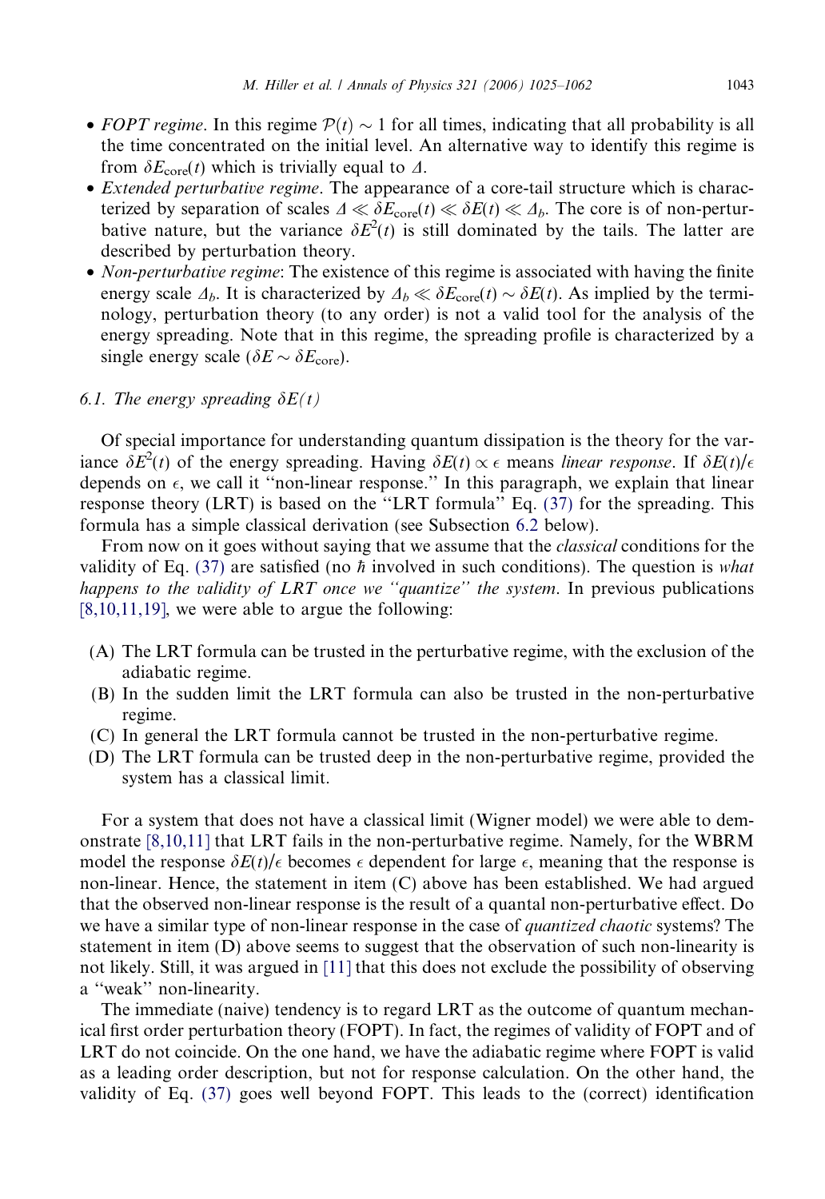- *FOPT regime*. In this regime $\mathcal{P}(t) \sim 1$ for all times, indicating that all probability is all the time concentrated on the initial level. An alternative way to identify this regime is from $\delta E_{\text{core}}(t)$ which is trivially equal to $\Delta$.
- *Extended perturbative regime*. The appearance of a core-tail structure which is characterized by separation of scales $\Delta \ll \delta E_{\text{core}}(t) \ll \delta E(t) \ll \Delta_b$. The core is of non-perturbative nature, but the variance $\delta E^2(t)$ is still dominated by the tails. The latter are described by perturbation theory.
- *Non-perturbative regime*: The existence of this regime is associated with having the finite energy scale $\Delta_b$. It is characterized by $\Delta_b \ll \delta E_{\text{core}}(t) \sim \delta E(t)$. As implied by the terminology, perturbation theory (to any order) is not a valid tool for the analysis of the energy spreading. Note that in this regime, the spreading profile is characterized by a single energy scale ($\delta E \sim \delta E_{\text{core}}$).

### 6.1. The energy spreading $\delta E(t)$

Of special importance for understanding quantum dissipation is the theory for the variance $\delta E^2(t)$ of the energy spreading. Having $\delta E(t) \propto \epsilon$ means *linear response*. If $\delta E(t)/\epsilon$ depends on $\epsilon$, we call it "non-linear response." In this paragraph, we explain that linear response theory (LRT) is based on the "LRT formula" Eq. (37) for the spreading. This formula has a simple classical derivation (see Subsection 6.2 below).

From now on it goes without saying that we assume that the *classical* conditions for the validity of Eq. (37) are satisfied (no $\hbar$ involved in such conditions). The question is *what happens to the validity of LRT once we "quantize" the system*. In previous publications [8,10,11,19], we were able to argue the following:

(A) The LRT formula can be trusted in the perturbative regime, with the exclusion of the adiabatic regime.

(B) In the sudden limit the LRT formula can also be trusted in the non-perturbative regime.

(C) In general the LRT formula cannot be trusted in the non-perturbative regime.

(D) The LRT formula can be trusted deep in the non-perturbative regime, provided the system has a classical limit.

For a system that does not have a classical limit (Wigner model) we were able to demonstrate [8,10,11] that LRT fails in the non-perturbative regime. Namely, for the WBRM model the response $\delta E(t)/\epsilon$ becomes $\epsilon$ dependent for large $\epsilon$, meaning that the response is non-linear. Hence, the statement in item (C) above has been established. We had argued that the observed non-linear response is the result of a quantal non-perturbative effect. Do we have a similar type of non-linear response in the case of *quantized chaotic* systems? The statement in item (D) above seems to suggest that the observation of such non-linearity is not likely. Still, it was argued in [11] that this does not exclude the possibility of observing a "weak" non-linearity.

The immediate (naive) tendency is to regard LRT as the outcome of quantum mechanical first order perturbation theory (FOPT). In fact, the regimes of validity of FOPT and of LRT do not coincide. On the one hand, we have the adiabatic regime where FOPT is valid as a leading order description, but not for response calculation. On the other hand, the validity of Eq. (37) goes well beyond FOPT. This leads to the (correct) identification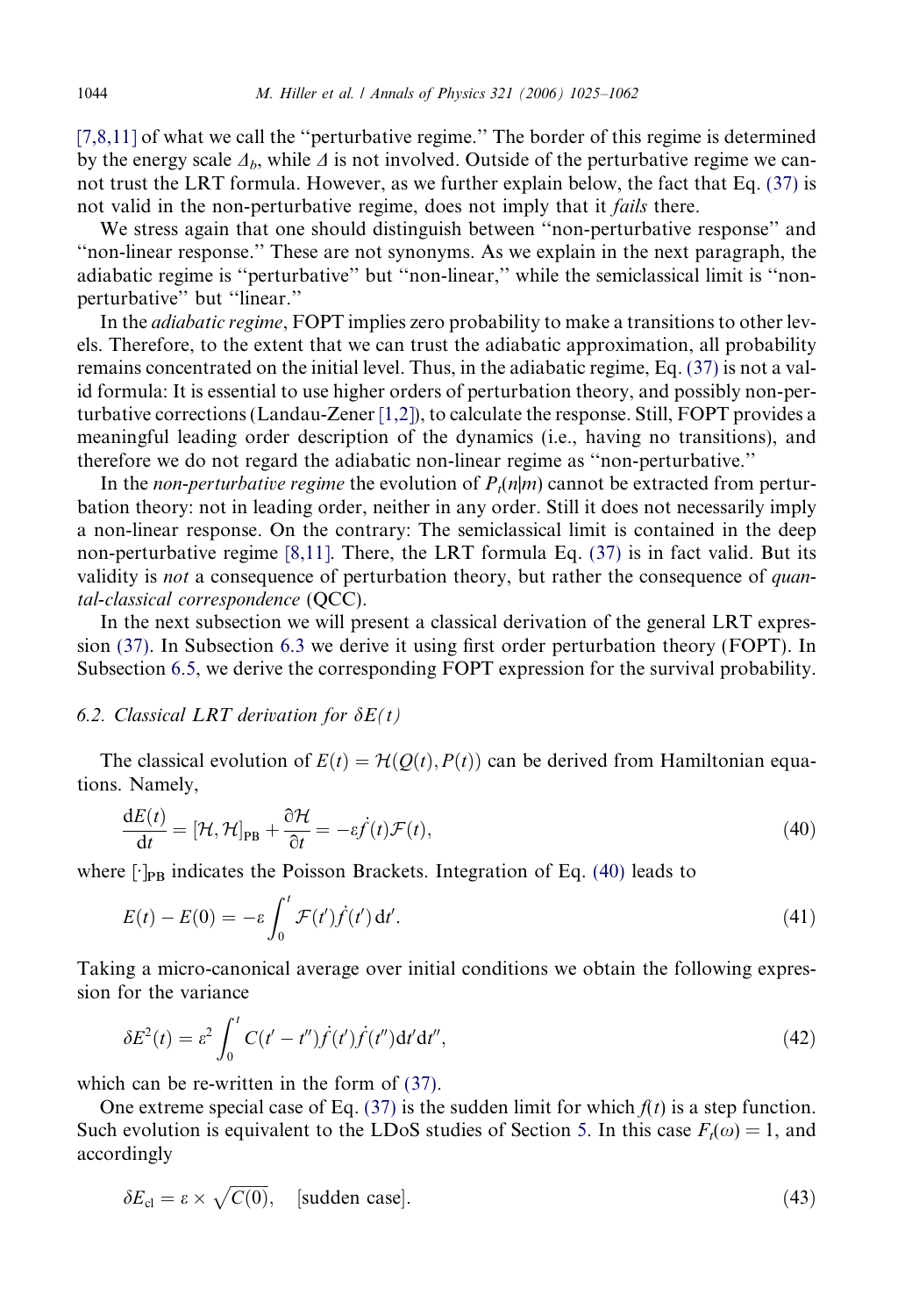[7,8,11] of what we call the ''perturbative regime.'' The border of this regime is determined by the energy scale $\Delta_b$, while $\Delta$ is not involved. Outside of the perturbative regime we cannot trust the LRT formula. However, as we further explain below, the fact that Eq. (37) is not valid in the non-perturbative regime, does not imply that it *fails* there.

We stress again that one should distinguish between ''non-perturbative response'' and ''non-linear response.'' These are not synonyms. As we explain in the next paragraph, the adiabatic regime is ''perturbative'' but ''non-linear,'' while the semiclassical limit is ''non-perturbative'' but ''linear.''

In the *adiabatic regime*, FOPT implies zero probability to make a transitions to other levels. Therefore, to the extent that we can trust the adiabatic approximation, all probability remains concentrated on the initial level. Thus, in the adiabatic regime, Eq. (37) is not a valid formula: It is essential to use higher orders of perturbation theory, and possibly non-perturbative corrections (Landau-Zener [1,2]), to calculate the response. Still, FOPT provides a meaningful leading order description of the dynamics (i.e., having no transitions), and therefore we do not regard the adiabatic non-linear regime as ''non-perturbative.''

In the *non-perturbative regime* the evolution of $P_t(n|m)$ cannot be extracted from perturbation theory: not in leading order, neither in any order. Still it does not necessarily imply a non-linear response. On the contrary: The semiclassical limit is contained in the deep non-perturbative regime [8,11]. There, the LRT formula Eq. (37) is in fact valid. But its validity is *not* a consequence of perturbation theory, but rather the consequence of *quantal-classical correspondence* (QCC).

In the next subsection we will present a classical derivation of the general LRT expression (37). In Subsection 6.3 we derive it using first order perturbation theory (FOPT). In Subsection 6.5, we derive the corresponding FOPT expression for the survival probability.

### 6.2. Classical LRT derivation for $\delta E(t)$

The classical evolution of $E(t) = \mathcal{H}(Q(t), P(t))$ can be derived from Hamiltonian equations. Namely,

$$\frac{\mathrm{d}E(t)}{\mathrm{d}t} = [\mathcal{H}, \mathcal{H}]_{\mathrm{PB}} + \frac{\partial \mathcal{H}}{\partial t} = -\varepsilon \dot{f}(t)\mathcal{F}(t), \tag{40}$$

where $[\cdot]_{\mathrm{PB}}$ indicates the Poisson Brackets. Integration of Eq. (40) leads to

$$E(t) - E(0) = -\varepsilon \int_0^t \mathcal{F}(t')\dot{f}(t')\,\mathrm{d}t'. \tag{41}$$

Taking a micro-canonical average over initial conditions we obtain the following expression for the variance

$$\delta E^2(t) = \varepsilon^2 \int_0^t C(t' - t'')\dot{f}(t')\dot{f}(t'')\mathrm{d}t'\mathrm{d}t'', \tag{42}$$

which can be re-written in the form of (37).

One extreme special case of Eq. (37) is the sudden limit for which $f(t)$ is a step function. Such evolution is equivalent to the LDoS studies of Section 5. In this case $F_t(\omega) = 1$, and accordingly

$$\delta E_{\mathrm{cl}} = \varepsilon \times \sqrt{C(0)}, \quad \text{[sudden case]}. \tag{43}$$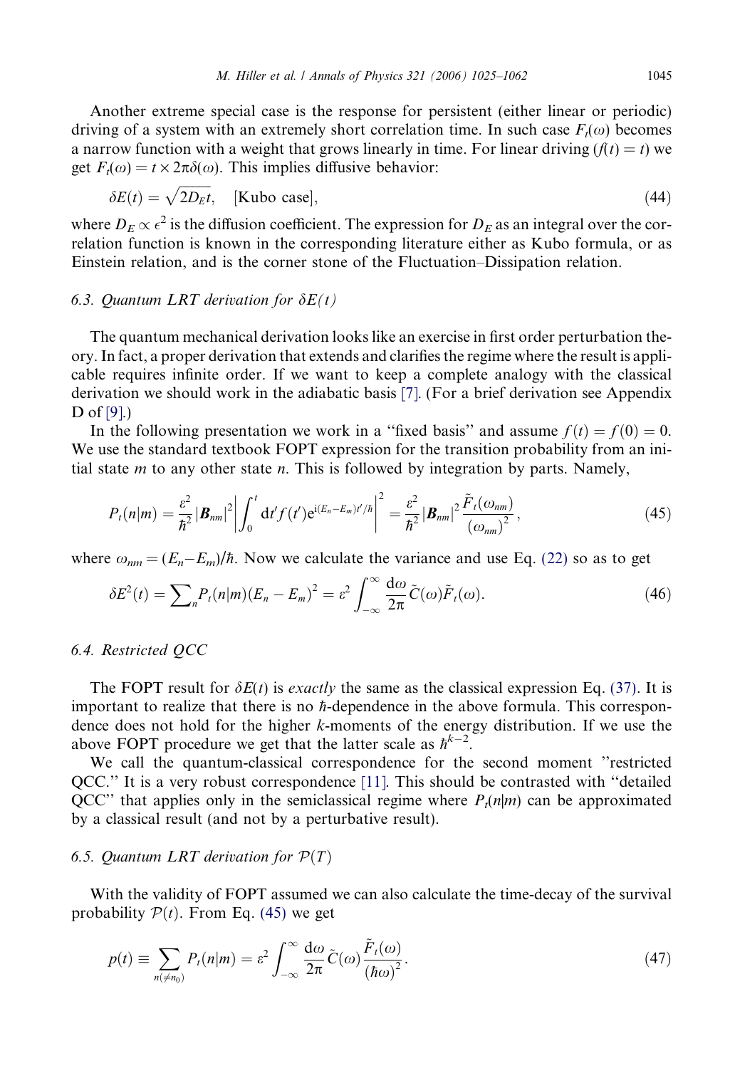Another extreme special case is the response for persistent (either linear or periodic) driving of a system with an extremely short correlation time. In such case $F_t(\omega)$ becomes a narrow function with a weight that grows linearly in time. For linear driving ($f(t) = t$) we get $F_t(\omega) = t \times 2\pi\delta(\omega)$. This implies diffusive behavior:

$$\delta E(t) = \sqrt{2D_E t}, \quad \text{[Kubo case]}, \tag{44}$$

where $D_E \propto \epsilon^2$ is the diffusion coefficient. The expression for $D_E$ as an integral over the correlation function is known in the corresponding literature either as Kubo formula, or as Einstein relation, and is the corner stone of the Fluctuation–Dissipation relation.

### 6.3. Quantum LRT derivation for $\delta E(t)$

The quantum mechanical derivation looks like an exercise in first order perturbation theory. In fact, a proper derivation that extends and clarifies the regime where the result is applicable requires infinite order. If we want to keep a complete analogy with the classical derivation we should work in the adiabatic basis [7]. (For a brief derivation see Appendix D of [9].)

In the following presentation we work in a "fixed basis" and assume $f(t) = f(0) = 0$. We use the standard textbook FOPT expression for the transition probability from an initial state $m$ to any other state $n$. This is followed by integration by parts. Namely,

$$P_t(n|m) = \frac{\varepsilon^2}{\hbar^2}|\boldsymbol{B}_{nm}|^2 \left| \int_0^t \mathrm{d}t' f(t') \mathrm{e}^{\mathrm{i}(E_n - E_m)t'/\hbar} \right|^2 = \frac{\varepsilon^2}{\hbar^2}|\boldsymbol{B}_{nm}|^2 \frac{\tilde{F}_t(\omega_{nm})}{(\omega_{nm})^2}, \tag{45}$$

where $\omega_{nm} = (E_n - E_m)/\hbar$. Now we calculate the variance and use Eq. (22) so as to get

$$\delta E^2(t) = \sum_n P_t(n|m)(E_n - E_m)^2 = \varepsilon^2 \int_{-\infty}^{\infty} \frac{\mathrm{d}\omega}{2\pi} \tilde{C}(\omega) \tilde{F}_t(\omega). \tag{46}$$

### 6.4. Restricted QCC

The FOPT result for $\delta E(t)$ is *exactly* the same as the classical expression Eq. (37). It is important to realize that there is no $\hbar$-dependence in the above formula. This correspondence does not hold for the higher $k$-moments of the energy distribution. If we use the above FOPT procedure we get that the latter scale as $\hbar^{k-2}$.

We call the quantum-classical correspondence for the second moment "restricted QCC." It is a very robust correspondence [11]. This should be contrasted with "detailed QCC" that applies only in the semiclassical regime where $P_t(n|m)$ can be approximated by a classical result (and not by a perturbative result).

### 6.5. Quantum LRT derivation for $\mathcal{P}(T)$

With the validity of FOPT assumed we can also calculate the time-decay of the survival probability $\mathcal{P}(t)$. From Eq. (45) we get

$$p(t) \equiv \sum_{n(\neq n_0)} P_t(n|m) = \varepsilon^2 \int_{-\infty}^{\infty} \frac{\mathrm{d}\omega}{2\pi} \tilde{C}(\omega) \frac{\tilde{F}_t(\omega)}{(\hbar\omega)^2}. \tag{47}$$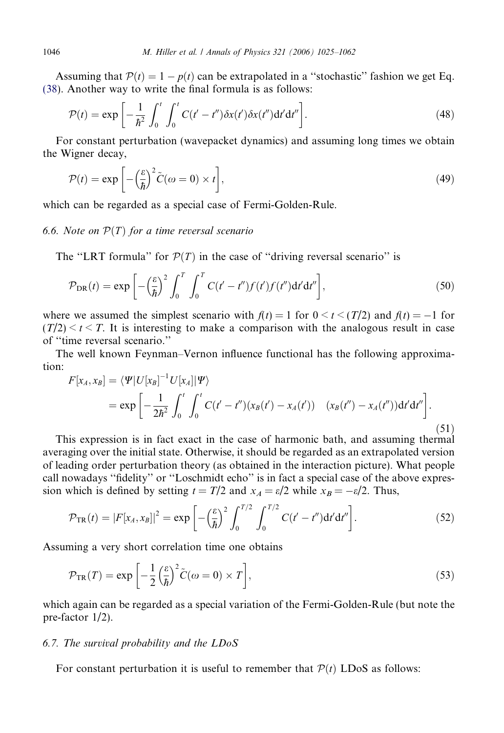Assuming that $\mathcal{P}(t) = 1 - p(t)$ can be extrapolated in a "stochastic" fashion we get Eq. (38). Another way to write the final formula is as follows:

$$\mathcal{P}(t) = \exp\left[-\frac{1}{\hbar^2}\int_0^t\int_0^t C(t'-t'')\delta x(t')\delta x(t'')\mathrm{d}t'\mathrm{d}t''\right]. \tag{48}$$

For constant perturbation (wavepacket dynamics) and assuming long times we obtain the Wigner decay,

$$\mathcal{P}(t) = \exp\left[-\left(\frac{\varepsilon}{\hbar}\right)^2 \tilde{C}(\omega = 0) \times t\right], \tag{49}$$

which can be regarded as a special case of Fermi-Golden-Rule.

### 6.6. Note on $\mathcal{P}(T)$ for a time reversal scenario

The "LRT formula" for $\mathcal{P}(T)$ in the case of "driving reversal scenario" is

$$\mathcal{P}_{\mathrm{DR}}(t) = \exp\left[-\left(\frac{\varepsilon}{\hbar}\right)^2 \int_0^T\int_0^T C(t'-t'')f(t')f(t'')\mathrm{d}t'\mathrm{d}t''\right], \tag{50}$$

where we assumed the simplest scenario with $f(t) = 1$ for $0 < t < (T/2)$ and $f(t) = -1$ for $(T/2) < t < T$. It is interesting to make a comparison with the analogous result in case of "time reversal scenario."

The well known Feynman–Vernon influence functional has the following approximation:

$$\begin{aligned} F[x_A, x_B] &= \langle \Psi | U[x_B]^{-1} U[x_A] | \Psi \rangle \\ &= \exp\left[-\frac{1}{2\hbar^2}\int_0^t\int_0^t C(t'-t'')(x_B(t')-x_A(t'))\quad(x_B(t'')-x_A(t''))\mathrm{d}t'\mathrm{d}t''\right]. \end{aligned} \tag{51}$$

This expression is in fact exact in the case of harmonic bath, and assuming thermal averaging over the initial state. Otherwise, it should be regarded as an extrapolated version of leading order perturbation theory (as obtained in the interaction picture). What people call nowadays "fidelity" or "Loschmidt echo" is in fact a special case of the above expression which is defined by setting $t = T/2$ and $x_A = \varepsilon/2$ while $x_B = -\varepsilon/2$. Thus,

$$\mathcal{P}_{\mathrm{TR}}(t) = |F[x_A, x_B]|^2 = \exp\left[-\left(\frac{\varepsilon}{\hbar}\right)^2 \int_0^{T/2}\int_0^{T/2} C(t'-t'')\mathrm{d}t'\mathrm{d}t''\right]. \tag{52}$$

Assuming a very short correlation time one obtains

$$\mathcal{P}_{\mathrm{TR}}(T) = \exp\left[-\frac{1}{2}\left(\frac{\varepsilon}{\hbar}\right)^2 \tilde{C}(\omega = 0) \times T\right], \tag{53}$$

which again can be regarded as a special variation of the Fermi-Golden-Rule (but note the pre-factor 1/2).

### 6.7. The survival probability and the LDoS

For constant perturbation it is useful to remember that $\mathcal{P}(t)$ LDoS as follows: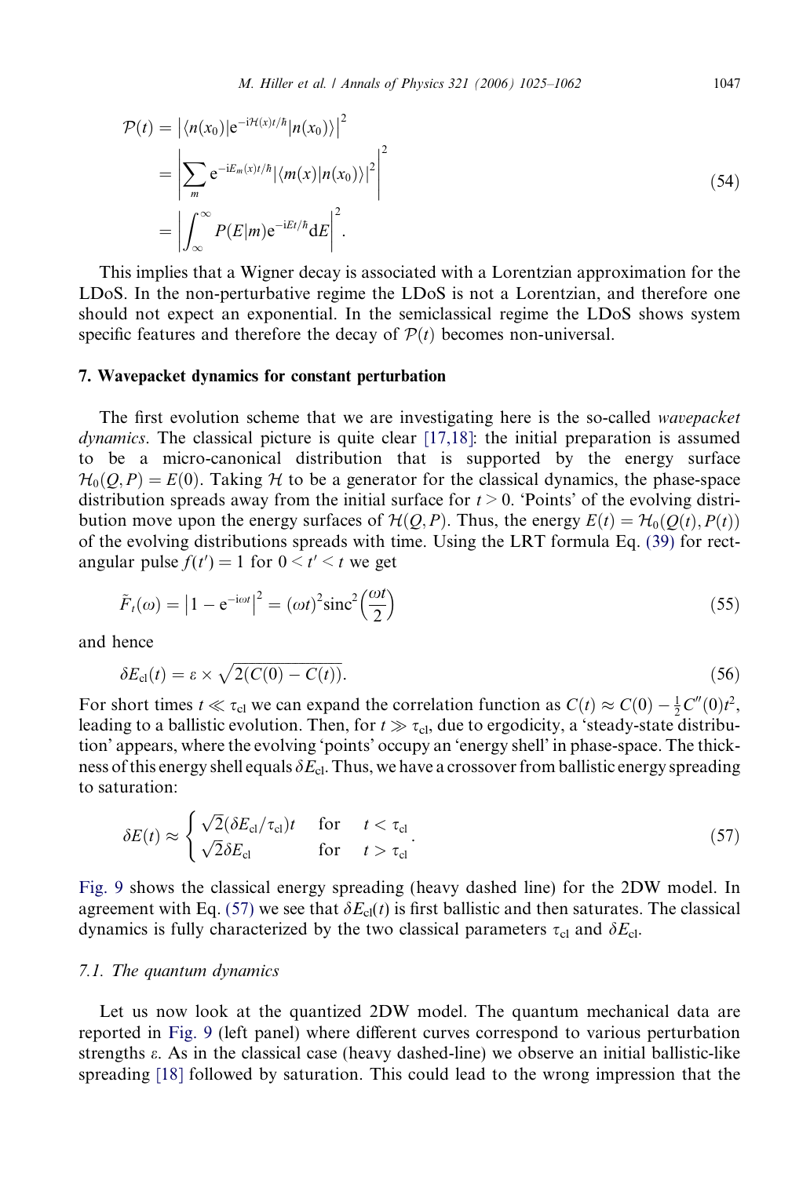$$\begin{aligned}
\mathcal{P}(t) &= \left|\langle n(x_0)|\mathrm{e}^{-\mathrm{i}\mathcal{H}(x)t/\hbar}|n(x_0)\rangle\right|^2 \\
&= \left|\sum_m \mathrm{e}^{-\mathrm{i}E_m(x)t/\hbar}|\langle m(x)|n(x_0)\rangle|^2\right|^2 \\
&= \left|\int_\infty^\infty P(E|m)\mathrm{e}^{-\mathrm{i}Et/\hbar}\mathrm{d}E\right|^2.
\end{aligned} \tag{54}$$

This implies that a Wigner decay is associated with a Lorentzian approximation for the LDoS. In the non-perturbative regime the LDoS is not a Lorentzian, and therefore one should not expect an exponential. In the semiclassical regime the LDoS shows system specific features and therefore the decay of $\mathcal{P}(t)$ becomes non-universal.

## 7. Wavepacket dynamics for constant perturbation

The first evolution scheme that we are investigating here is the so-called *wavepacket dynamics*. The classical picture is quite clear [17,18]: the initial preparation is assumed to be a micro-canonical distribution that is supported by the energy surface $\mathcal{H}_0(Q,P) = E(0)$. Taking $\mathcal{H}$ to be a generator for the classical dynamics, the phase-space distribution spreads away from the initial surface for $t > 0$. 'Points' of the evolving distribution move upon the energy surfaces of $\mathcal{H}(Q,P)$. Thus, the energy $E(t) = \mathcal{H}_0(Q(t),P(t))$ of the evolving distributions spreads with time. Using the LRT formula Eq. (39) for rectangular pulse $f(t') = 1$ for $0 < t' < t$ we get

$$\tilde{F}_t(\omega) = \left|1 - \mathrm{e}^{-\mathrm{i}\omega t}\right|^2 = (\omega t)^2 \mathrm{sinc}^2\left(\frac{\omega t}{2}\right) \tag{55}$$

and hence

$$\delta E_{\mathrm{cl}}(t) = \varepsilon \times \sqrt{2(C(0) - C(t))}. \tag{56}$$

For short times $t \ll \tau_{\mathrm{cl}}$ we can expand the correlation function as $C(t) \approx C(0) - \frac{1}{2}C''(0)t^2$, leading to a ballistic evolution. Then, for $t \gg \tau_{\mathrm{cl}}$, due to ergodicity, a 'steady-state distribution' appears, where the evolving 'points' occupy an 'energy shell' in phase-space. The thickness of this energy shell equals $\delta E_{\mathrm{cl}}$. Thus, we have a crossover from ballistic energy spreading to saturation:

$$\delta E(t) \approx \begin{cases} \sqrt{2}(\delta E_{\mathrm{cl}}/\tau_{\mathrm{cl}})t & \text{for} \quad t < \tau_{\mathrm{cl}} \\ \sqrt{2}\delta E_{\mathrm{cl}} & \text{for} \quad t > \tau_{\mathrm{cl}} \end{cases}. \tag{57}$$

Fig. 9 shows the classical energy spreading (heavy dashed line) for the 2DW model. In agreement with Eq. (57) we see that $\delta E_{\mathrm{cl}}(t)$ is first ballistic and then saturates. The classical dynamics is fully characterized by the two classical parameters $\tau_{\mathrm{cl}}$ and $\delta E_{\mathrm{cl}}$.

### 7.1. The quantum dynamics

Let us now look at the quantized 2DW model. The quantum mechanical data are reported in Fig. 9 (left panel) where different curves correspond to various perturbation strengths $\varepsilon$. As in the classical case (heavy dashed-line) we observe an initial ballistic-like spreading [18] followed by saturation. This could lead to the wrong impression that the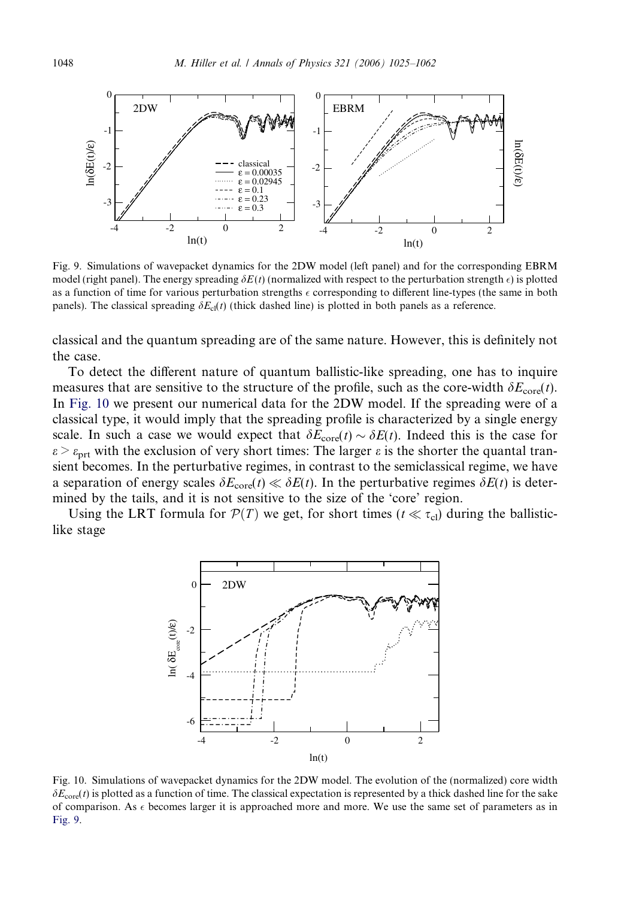Fig. 9. Simulations of wavepacket dynamics for the 2DW model (left panel) and for the corresponding EBRM model (right panel). The energy spreading $\delta E(t)$ (normalized with respect to the perturbation strength $\epsilon$) is plotted as a function of time for various perturbation strengths $\epsilon$ corresponding to different line-types (the same in both panels). The classical spreading $\delta E_{\mathrm{cl}}(t)$ (thick dashed line) is plotted in both panels as a reference.

classical and the quantum spreading are of the same nature. However, this is definitely not the case.

To detect the different nature of quantum ballistic-like spreading, one has to inquire measures that are sensitive to the structure of the profile, such as the core-width $\delta E_{\mathrm{core}}(t)$. In Fig. 10 we present our numerical data for the 2DW model. If the spreading were of a classical type, it would imply that the spreading profile is characterized by a single energy scale. In such a case we would expect that $\delta E_{\mathrm{core}}(t) \sim \delta E(t)$. Indeed this is the case for $\varepsilon > \varepsilon_{\mathrm{prt}}$ with the exclusion of very short times: The larger $\varepsilon$ is the shorter the quantal transient becomes. In the perturbative regimes, in contrast to the semiclassical regime, we have a separation of energy scales $\delta E_{\mathrm{core}}(t) \ll \delta E(t)$. In the perturbative regimes $\delta E(t)$ is determined by the tails, and it is not sensitive to the size of the 'core' region.

Using the LRT formula for $\mathcal{P}(T)$ we get, for short times ($t \ll \tau_{\mathrm{cl}}$) during the ballistic-like stage

Fig. 10. Simulations of wavepacket dynamics for the 2DW model. The evolution of the (normalized) core width $\delta E_{\mathrm{core}}(t)$ is plotted as a function of time. The classical expectation is represented by a thick dashed line for the sake of comparison. As $\epsilon$ becomes larger it is approached more and more. We use the same set of parameters as in Fig. 9.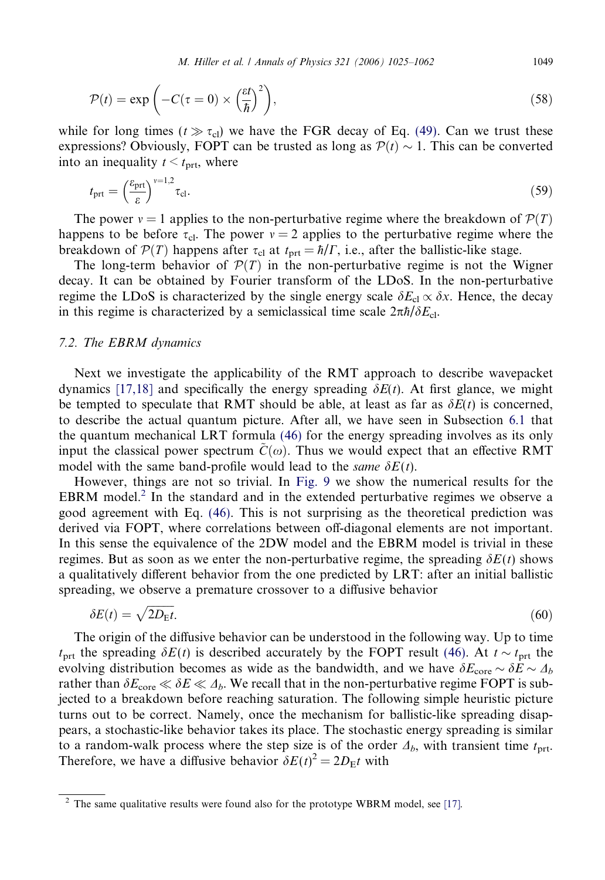$$\mathcal{P}(t) = \exp\left(-C(\tau = 0) \times \left(\frac{\varepsilon t}{\hbar}\right)^2\right), \tag{58}$$

while for long times ($t \gg \tau_{\text{cl}}$) we have the FGR decay of Eq. (49). Can we trust these expressions? Obviously, FOPT can be trusted as long as $\mathcal{P}(t) \sim 1$. This can be converted into an inequality $t < t_{\text{prt}}$, where

$$t_{\text{prt}} = \left(\frac{\varepsilon_{\text{prt}}}{\varepsilon}\right)^{\nu=1,2} \tau_{\text{cl}}. \tag{59}$$

The power $\nu = 1$ applies to the non-perturbative regime where the breakdown of $\mathcal{P}(T)$ happens to be before $\tau_{\text{cl}}$. The power $\nu = 2$ applies to the perturbative regime where the breakdown of $\mathcal{P}(T)$ happens after $\tau_{\text{cl}}$ at $t_{\text{prt}} = \hbar/\Gamma$, i.e., after the ballistic-like stage.

The long-term behavior of $\mathcal{P}(T)$ in the non-perturbative regime is not the Wigner decay. It can be obtained by Fourier transform of the LDoS. In the non-perturbative regime the LDoS is characterized by the single energy scale $\delta E_{\text{cl}} \propto \delta x$. Hence, the decay in this regime is characterized by a semiclassical time scale $2\pi\hbar/\delta E_{\text{cl}}$.

### 7.2. The EBRM dynamics

Next we investigate the applicability of the RMT approach to describe wavepacket dynamics [17,18] and specifically the energy spreading $\delta E(t)$. At first glance, we might be tempted to speculate that RMT should be able, at least as far as $\delta E(t)$ is concerned, to describe the actual quantum picture. After all, we have seen in Subsection 6.1 that the quantum mechanical LRT formula (46) for the energy spreading involves as its only input the classical power spectrum $\tilde{C}(\omega)$. Thus we would expect that an effective RMT model with the same band-profile would lead to the *same* $\delta E(t)$.

However, things are not so trivial. In Fig. 9 we show the numerical results for the EBRM model.[2] In the standard and in the extended perturbative regimes we observe a good agreement with Eq. (46). This is not surprising as the theoretical prediction was derived via FOPT, where correlations between off-diagonal elements are not important. In this sense the equivalence of the 2DW model and the EBRM model is trivial in these regimes. But as soon as we enter the non-perturbative regime, the spreading $\delta E(t)$ shows a qualitatively different behavior from the one predicted by LRT: after an initial ballistic spreading, we observe a premature crossover to a diffusive behavior

$$\delta E(t) = \sqrt{2D_{\text{E}}t}. \tag{60}$$

The origin of the diffusive behavior can be understood in the following way. Up to time $t_{\text{prt}}$ the spreading $\delta E(t)$ is described accurately by the FOPT result (46). At $t \sim t_{\text{prt}}$ the evolving distribution becomes as wide as the bandwidth, and we have $\delta E_{\text{core}} \sim \delta E \sim \Delta_b$ rather than $\delta E_{\text{core}} \ll \delta E \ll \Delta_b$. We recall that in the non-perturbative regime FOPT is subjected to a breakdown before reaching saturation. The following simple heuristic picture turns out to be correct. Namely, once the mechanism for ballistic-like spreading disappears, a stochastic-like behavior takes its place. The stochastic energy spreading is similar to a random-walk process where the step size is of the order $\Delta_b$, with transient time $t_{\text{prt}}$. Therefore, we have a diffusive behavior $\delta E(t)^2 = 2D_{\text{E}}t$ with

[2] The same qualitative results were found also for the prototype WBRM model, see [17].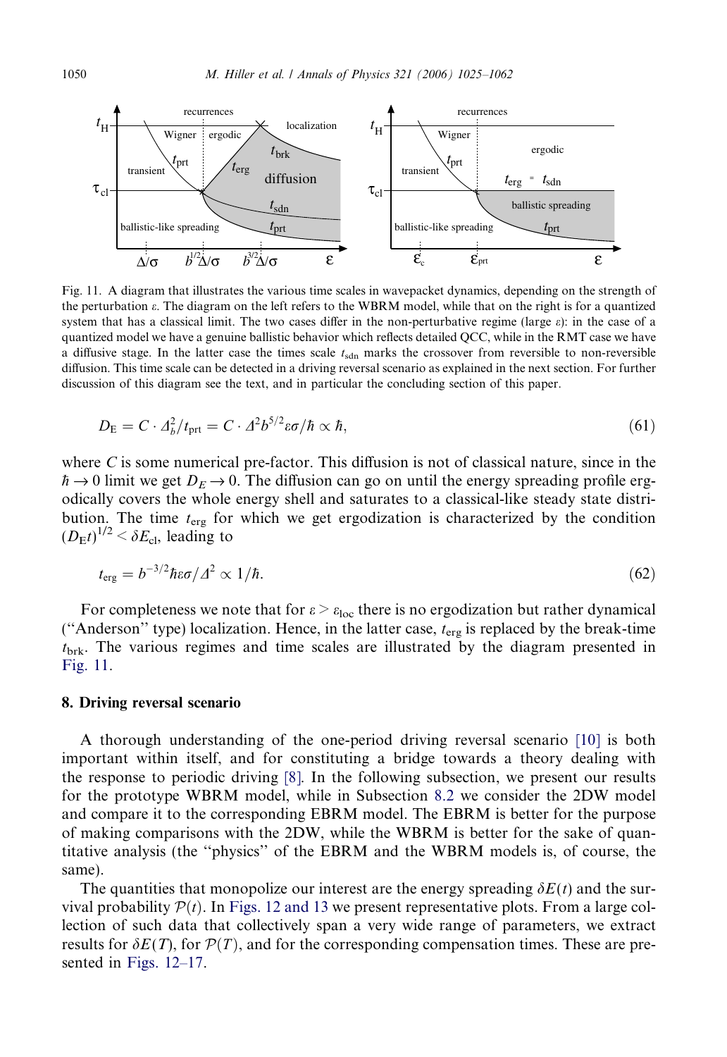Fig. 11. A diagram that illustrates the various time scales in wavepacket dynamics, depending on the strength of the perturbation $\varepsilon$. The diagram on the left refers to the WBRM model, while that on the right is for a quantized system that has a classical limit. The two cases differ in the non-perturbative regime (large $\varepsilon$): in the case of a quantized model we have a genuine ballistic behavior which reflects detailed QCC, while in the RMT case we have a diffusive stage. In the latter case the times scale $t_{\mathrm{sdn}}$ marks the crossover from reversible to non-reversible diffusion. This time scale can be detected in a driving reversal scenario as explained in the next section. For further discussion of this diagram see the text, and in particular the concluding section of this paper.

$$D_{\mathrm{E}} = C \cdot \Delta_b^2 / t_{\mathrm{prt}} = C \cdot \Delta^2 b^{5/2} \varepsilon \sigma / \hbar \propto \hbar, \tag{61}$$

where $C$ is some numerical pre-factor. This diffusion is not of classical nature, since in the $\hbar \to 0$ limit we get $D_E \to 0$. The diffusion can go on until the energy spreading profile ergodically covers the whole energy shell and saturates to a classical-like steady state distribution. The time $t_{\mathrm{erg}}$ for which we get ergodization is characterized by the condition $(D_{\mathrm{E}} t)^{1/2} < \delta E_{\mathrm{cl}}$, leading to

$$t_{\mathrm{erg}} = b^{-3/2} \hbar \varepsilon \sigma / \Delta^2 \propto 1/\hbar. \tag{62}$$

For completeness we note that for $\varepsilon > \varepsilon_{\mathrm{loc}}$ there is no ergodization but rather dynamical ("Anderson" type) localization. Hence, in the latter case, $t_{\mathrm{erg}}$ is replaced by the break-time $t_{\mathrm{brk}}$. The various regimes and time scales are illustrated by the diagram presented in Fig. 11.

## 8. Driving reversal scenario

A thorough understanding of the one-period driving reversal scenario [10] is both important within itself, and for constituting a bridge towards a theory dealing with the response to periodic driving [8]. In the following subsection, we present our results for the prototype WBRM model, while in Subsection 8.2 we consider the 2DW model and compare it to the corresponding EBRM model. The EBRM is better for the purpose of making comparisons with the 2DW, while the WBRM is better for the sake of quantitative analysis (the "physics" of the EBRM and the WBRM models is, of course, the same).

The quantities that monopolize our interest are the energy spreading $\delta E(t)$ and the survival probability $\mathcal{P}(t)$. In Figs. 12 and 13 we present representative plots. From a large collection of such data that collectively span a very wide range of parameters, we extract results for $\delta E(T)$, for $\mathcal{P}(T)$, and for the corresponding compensation times. These are presented in Figs. 12–17.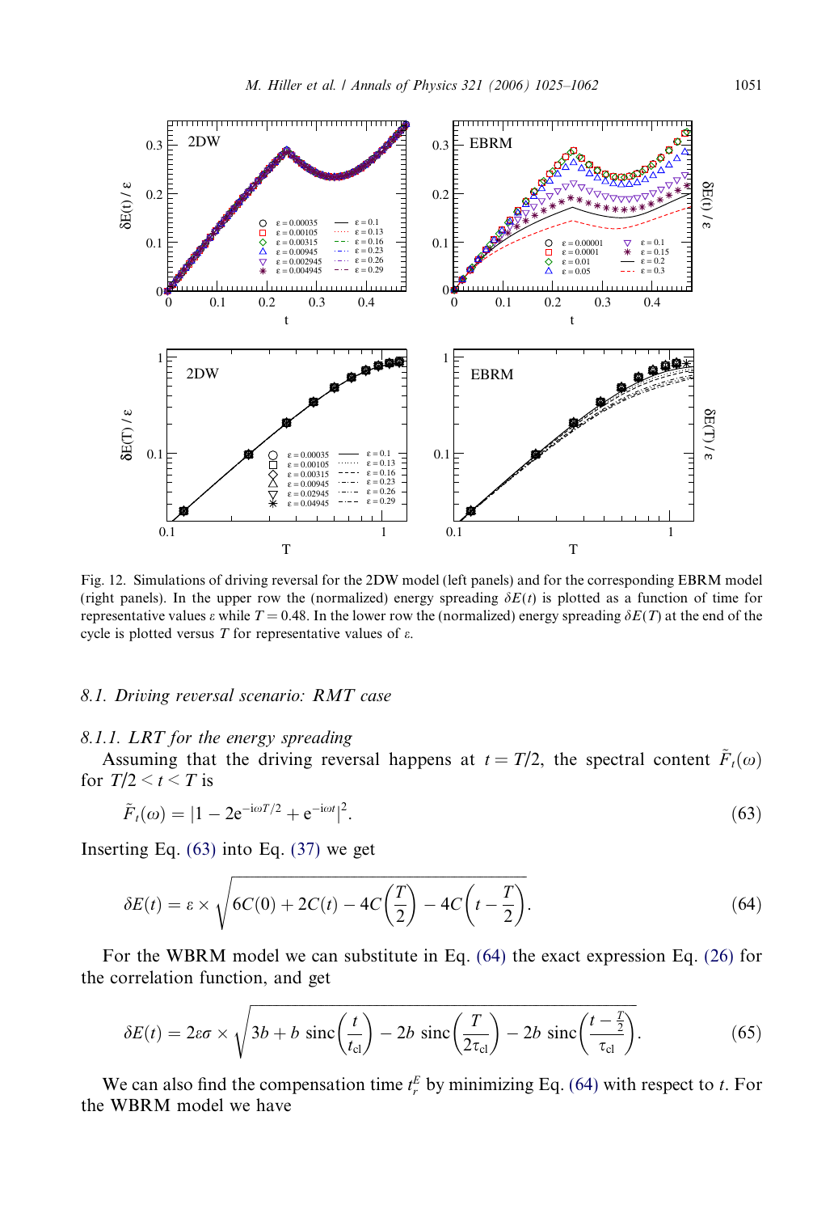Fig. 12. Simulations of driving reversal for the 2DW model (left panels) and for the corresponding EBRM model (right panels). In the upper row the (normalized) energy spreading $\delta E(t)$ is plotted as a function of time for representative values $\varepsilon$ while $T = 0.48$. In the lower row the (normalized) energy spreading $\delta E(T)$ at the end of the cycle is plotted versus $T$ for representative values of $\varepsilon$.

### 8.1. Driving reversal scenario: RMT case

#### 8.1.1. LRT for the energy spreading

Assuming that the driving reversal happens at $t = T/2$, the spectral content $\tilde{F}_t(\omega)$ for $T/2 < t < T$ is

$$\tilde{F}_t(\omega) = |1 - 2\mathrm{e}^{-\mathrm{i}\omega T/2} + \mathrm{e}^{-\mathrm{i}\omega t}|^2. \tag{63}$$

Inserting Eq. (63) into Eq. (37) we get

$$\delta E(t) = \varepsilon \times \sqrt{6C(0) + 2C(t) - 4C\left(\frac{T}{2}\right) - 4C\left(t - \frac{T}{2}\right)}. \tag{64}$$

For the WBRM model we can substitute in Eq. (64) the exact expression Eq. (26) for the correlation function, and get

$$\delta E(t) = 2\varepsilon\sigma \times \sqrt{3b + b \ \mathrm{sinc}\left(\frac{t}{t_{\mathrm{cl}}}\right) - 2b \ \mathrm{sinc}\left(\frac{T}{2\tau_{\mathrm{cl}}}\right) - 2b \ \mathrm{sinc}\left(\frac{t - \frac{T}{2}}{\tau_{\mathrm{cl}}}\right)}. \tag{65}$$

We can also find the compensation time $t_r^E$ by minimizing Eq. (64) with respect to $t$. For the WBRM model we have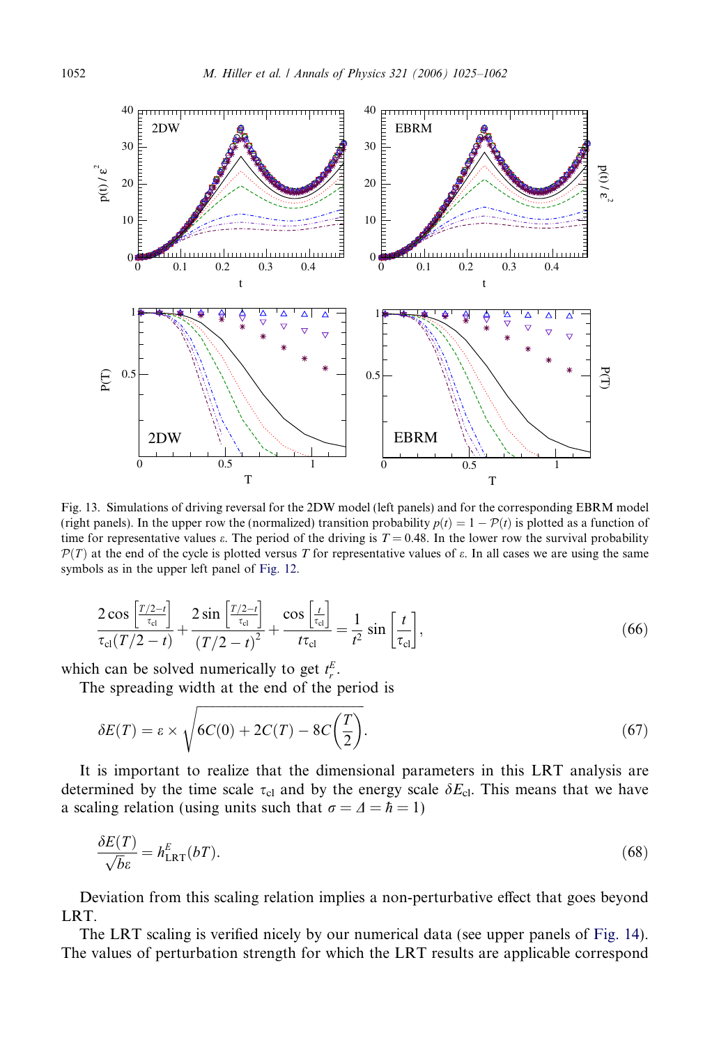Fig. 13. Simulations of driving reversal for the 2DW model (left panels) and for the corresponding EBRM model (right panels). In the upper row the (normalized) transition probability $p(t) = 1 - \mathcal{P}(t)$ is plotted as a function of time for representative values $\varepsilon$. The period of the driving is $T = 0.48$. In the lower row the survival probability $\mathcal{P}(T)$ at the end of the cycle is plotted versus $T$ for representative values of $\varepsilon$. In all cases we are using the same symbols as in the upper left panel of Fig. 12.

$$
\frac{2\cos\left[\frac{T/2-t}{\tau_{\rm cl}}\right]}{\tau_{\rm cl}(T/2-t)} + \frac{2\sin\left[\frac{T/2-t}{\tau_{\rm cl}}\right]}{(T/2-t)^2} + \frac{\cos\left[\frac{t}{\tau_{\rm cl}}\right]}{t\tau_{\rm cl}} = \frac{1}{t^2}\sin\left[\frac{t}{\tau_{\rm cl}}\right], \tag{66}
$$

which can be solved numerically to get $t_r^E$.

The spreading width at the end of the period is

$$
\delta E(T) = \varepsilon \times \sqrt{6C(0) + 2C(T) - 8C\left(\frac{T}{2}\right)}. \tag{67}
$$

It is important to realize that the dimensional parameters in this LRT analysis are determined by the time scale $\tau_{\rm cl}$ and by the energy scale $\delta E_{\rm cl}$. This means that we have a scaling relation (using units such that $\sigma = \Delta = \hbar = 1$)

$$
\frac{\delta E(T)}{\sqrt{b}\varepsilon} = h_{\rm LRT}^{E}(bT). \tag{68}
$$

Deviation from this scaling relation implies a non-perturbative effect that goes beyond LRT.

The LRT scaling is verified nicely by our numerical data (see upper panels of Fig. 14). The values of perturbation strength for which the LRT results are applicable correspond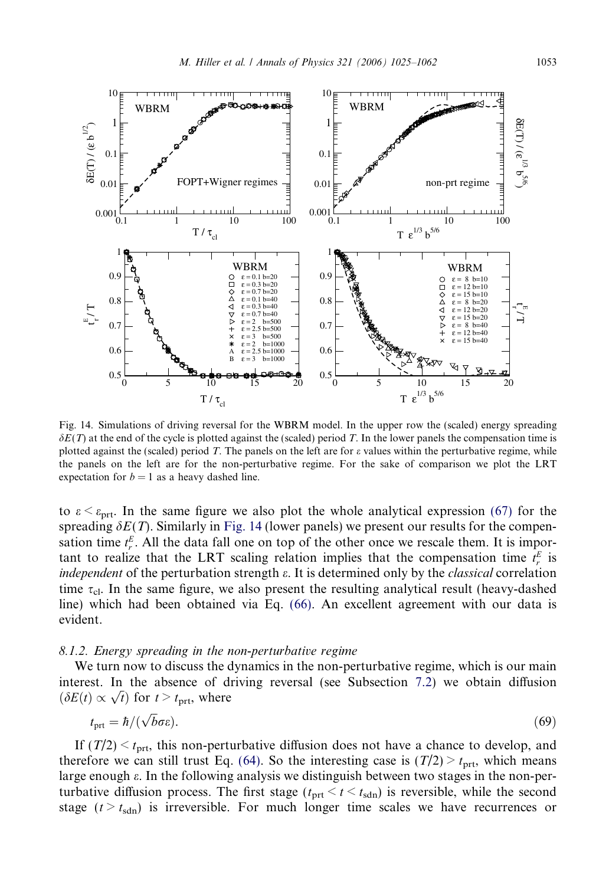Fig. 14. Simulations of driving reversal for the WBRM model. In the upper row the (scaled) energy spreading $\delta E(T)$ at the end of the cycle is plotted against the (scaled) period $T$. In the lower panels the compensation time is plotted against the (scaled) period $T$. The panels on the left are for $\varepsilon$ values within the perturbative regime, while the panels on the left are for the non-perturbative regime. For the sake of comparison we plot the LRT expectation for $b = 1$ as a heavy dashed line.

to $\varepsilon < \varepsilon_{\text{prt}}$. In the same figure we also plot the whole analytical expression (67) for the spreading $\delta E(T)$. Similarly in Fig. 14 (lower panels) we present our results for the compensation time $t_r^E$. All the data fall one on top of the other once we rescale them. It is important to realize that the LRT scaling relation implies that the compensation time $t_r^E$ is *independent* of the perturbation strength $\varepsilon$. It is determined only by the *classical* correlation time $\tau_{\text{cl}}$. In the same figure, we also present the resulting analytical result (heavy-dashed line) which had been obtained via Eq. (66). An excellent agreement with our data is evident.

### 8.1.2. Energy spreading in the non-perturbative regime

We turn now to discuss the dynamics in the non-perturbative regime, which is our main interest. In the absence of driving reversal (see Subsection 7.2) we obtain diffusion ($\delta E(t) \propto \sqrt{t}$) for $t > t_{\text{prt}}$, where

$$t_{\text{prt}} = \hbar/(\sqrt{b}\sigma\varepsilon). \tag{69}$$

If $(T/2) < t_{\text{prt}}$, this non-perturbative diffusion does not have a chance to develop, and therefore we can still trust Eq. (64). So the interesting case is $(T/2) > t_{\text{prt}}$, which means large enough $\varepsilon$. In the following analysis we distinguish between two stages in the non-perturbative diffusion process. The first stage ($t_{\text{prt}} < t < t_{\text{sdn}}$) is reversible, while the second stage ($t > t_{\text{sdn}}$) is irreversible. For much longer time scales we have recurrences or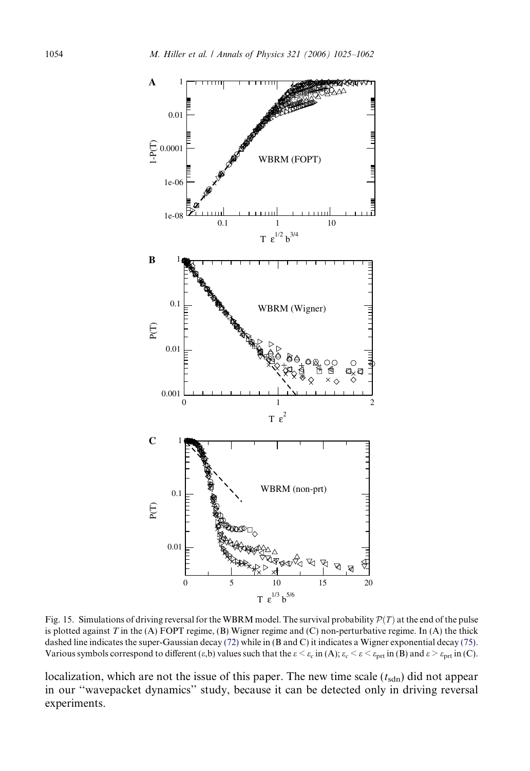Fig. 15. Simulations of driving reversal for the WBRM model. The survival probability $\mathcal{P}(T)$ at the end of the pulse is plotted against $T$ in the (A) FOPT regime, (B) Wigner regime and (C) non-perturbative regime. In (A) the thick dashed line indicates the super-Gaussian decay (72) while in (B and C) it indicates a Wigner exponential decay (75). Various symbols correspond to different $(\varepsilon, b)$ values such that the $\varepsilon < \varepsilon_c$ in (A); $\varepsilon_c < \varepsilon < \varepsilon_{\text{prt}}$ in (B) and $\varepsilon > \varepsilon_{\text{prt}}$ in (C).

localization, which are not the issue of this paper. The new time scale ($t_{\text{sdn}}$) did not appear in our "wavepacket dynamics" study, because it can be detected only in driving reversal experiments.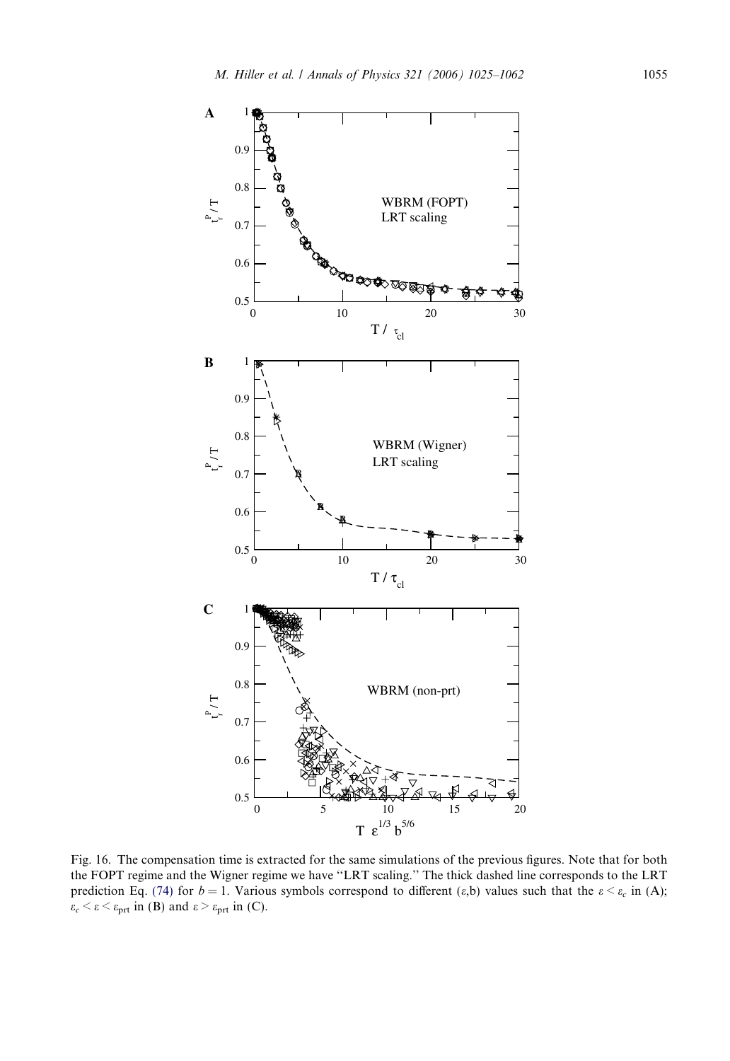Fig. 16. The compensation time is extracted for the same simulations of the previous figures. Note that for both the FOPT regime and the Wigner regime we have ''LRT scaling.'' The thick dashed line corresponds to the LRT prediction Eq. (74) for $b = 1$. Various symbols correspond to different $(\varepsilon, b)$ values such that the $\varepsilon < \varepsilon_c$ in (A); $\varepsilon_c < \varepsilon < \varepsilon_{\text{prt}}$ in (B) and $\varepsilon > \varepsilon_{\text{prt}}$ in (C).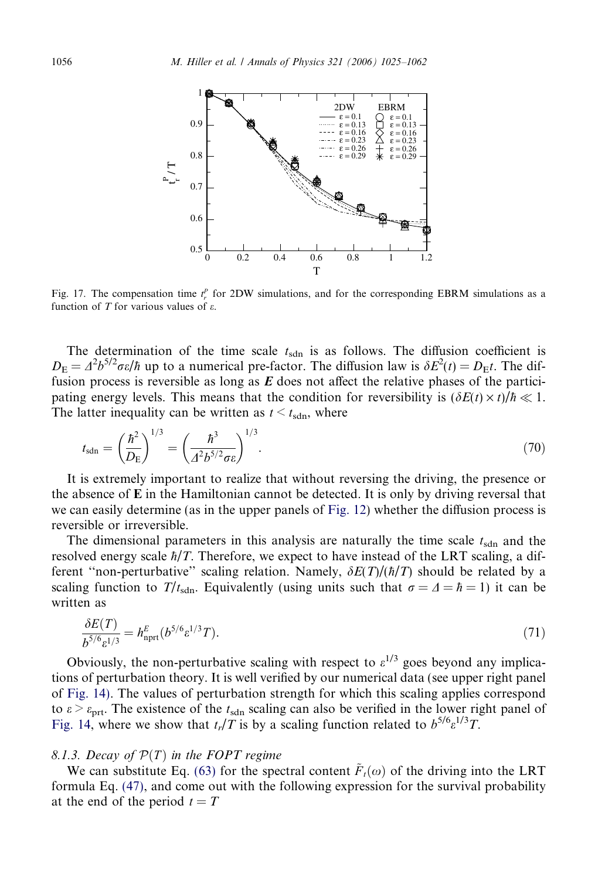Fig. 17. The compensation time $t_r^p$ for 2DW simulations, and for the corresponding EBRM simulations as a function of $T$ for various values of $\varepsilon$.

The determination of the time scale $t_{\text{sdn}}$ is as follows. The diffusion coefficient is $D_{\text{E}} = \Delta^2 b^{5/2}\sigma\varepsilon/\hbar$ up to a numerical pre-factor. The diffusion law is $\delta E^2(t) = D_{\text{E}}t$. The diffusion process is reversible as long as $\boldsymbol{E}$ does not affect the relative phases of the participating energy levels. This means that the condition for reversibility is $(\delta E(t) \times t)/\hbar \ll 1$. The latter inequality can be written as $t < t_{\text{sdn}}$, where

$$t_{\text{sdn}} = \left(\frac{\hbar^2}{D_{\text{E}}}\right)^{1/3} = \left(\frac{\hbar^3}{\Delta^2 b^{5/2}\sigma\varepsilon}\right)^{1/3}. \tag{70}$$

It is extremely important to realize that without reversing the driving, the presence or the absence of **E** in the Hamiltonian cannot be detected. It is only by driving reversal that we can easily determine (as in the upper panels of Fig. 12) whether the diffusion process is reversible or irreversible.

The dimensional parameters in this analysis are naturally the time scale $t_{\text{sdn}}$ and the resolved energy scale $\hbar/T$. Therefore, we expect to have instead of the LRT scaling, a different "non-perturbative" scaling relation. Namely, $\delta E(T)/(\hbar/T)$ should be related by a scaling function to $T/t_{\text{sdn}}$. Equivalently (using units such that $\sigma = \Delta = \hbar = 1$) it can be written as

$$\frac{\delta E(T)}{b^{5/6}\varepsilon^{1/3}} = h^{E}_{\text{nprt}}(b^{5/6}\varepsilon^{1/3}T). \tag{71}$$

Obviously, the non-perturbative scaling with respect to $\varepsilon^{1/3}$ goes beyond any implications of perturbation theory. It is well verified by our numerical data (see upper right panel of Fig. 14). The values of perturbation strength for which this scaling applies correspond to $\varepsilon > \varepsilon_{\text{prt}}$. The existence of the $t_{\text{sdn}}$ scaling can also be verified in the lower right panel of Fig. 14, where we show that $t_r/T$ is by a scaling function related to $b^{5/6}\varepsilon^{1/3}T$.

### 8.1.3. Decay of $\mathcal{P}(T)$ in the FOPT regime

We can substitute Eq. (63) for the spectral content $\tilde{F}_t(\omega)$ of the driving into the LRT formula Eq. (47), and come out with the following expression for the survival probability at the end of the period $t = T$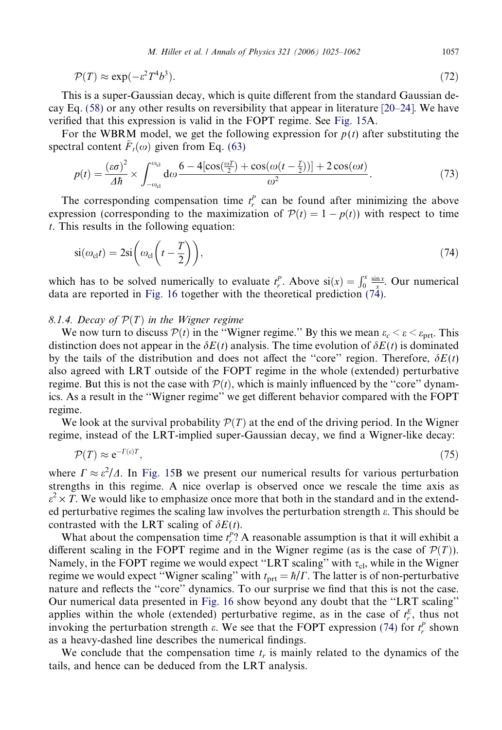$$\mathcal{P}(T) \approx \exp(-\varepsilon^2 T^4 b^3). \tag{72}$$

This is a super-Gaussian decay, which is quite different from the standard Gaussian decay Eq. (58) or any other results on reversibility that appear in literature [20–24]. We have verified that this expression is valid in the FOPT regime. See Fig. 15A.

For the WBRM model, we get the following expression for $p(t)$ after substituting the spectral content $\tilde{F}_t(\omega)$ given from Eq. (63)

$$p(t) = \frac{(\varepsilon\sigma)^2}{\Delta\hbar} \times \int_{-\omega_{\text{cl}}}^{\omega_{\text{cl}}} d\omega \frac{6 - 4[\cos(\frac{\omega T}{2}) + \cos(\omega(t - \frac{T}{2}))] + 2\cos(\omega t)}{\omega^2}. \tag{73}$$

The corresponding compensation time $t_r^P$ can be found after minimizing the above expression (corresponding to the maximization of $\mathcal{P}(t) = 1 - p(t)$) with respect to time $t$. This results in the following equation:

$$\text{si}(\omega_{\text{cl}} t) = 2\text{si}\left(\omega_{\text{cl}}\left(t - \frac{T}{2}\right)\right), \tag{74}$$

which has to be solved numerically to evaluate $t_r^P$. Above $\text{si}(x) = \int_0^x \frac{\sin x}{x}$. Our numerical data are reported in Fig. 16 together with the theoretical prediction (74).

### 8.1.4. Decay of $\mathcal{P}(T)$ in the Wigner regime

We now turn to discuss $\mathcal{P}(t)$ in the "Wigner regime." By this we mean $\varepsilon_c < \varepsilon < \varepsilon_{\text{prt}}$. This distinction does not appear in the $\delta E(t)$ analysis. The time evolution of $\delta E(t)$ is dominated by the tails of the distribution and does not affect the "core" region. Therefore, $\delta E(t)$ also agreed with LRT outside of the FOPT regime in the whole (extended) perturbative regime. But this is not the case with $\mathcal{P}(t)$, which is mainly influenced by the "core" dynamics. As a result in the "Wigner regime" we get different behavior compared with the FOPT regime.

We look at the survival probability $\mathcal{P}(T)$ at the end of the driving period. In the Wigner regime, instead of the LRT-implied super-Gaussian decay, we find a Wigner-like decay:

$$\mathcal{P}(T) \approx e^{-\Gamma(\varepsilon)T}, \tag{75}$$

where $\Gamma \approx \varepsilon^2/\Delta$. In Fig. 15B we present our numerical results for various perturbation strengths in this regime. A nice overlap is observed once we rescale the time axis as $\varepsilon^2 \times T$. We would like to emphasize once more that both in the standard and in the extended perturbative regimes the scaling law involves the perturbation strength $\varepsilon$. This should be contrasted with the LRT scaling of $\delta E(t)$.

What about the compensation time $t_r^P$? A reasonable assumption is that it will exhibit a different scaling in the FOPT regime and in the Wigner regime (as is the case of $\mathcal{P}(T)$). Namely, in the FOPT regime we would expect "LRT scaling" with $\tau_{\text{cl}}$, while in the Wigner regime we would expect "Wigner scaling" with $t_{\text{prt}} = \hbar/\Gamma$. The latter is of non-perturbative nature and reflects the "core" dynamics. To our surprise we find that this is not the case. Our numerical data presented in Fig. 16 show beyond any doubt that the "LRT scaling" applies within the whole (extended) perturbative regime, as in the case of $t_r^E$, thus not invoking the perturbation strength $\varepsilon$. We see that the FOPT expression (74) for $t_r^P$ shown as a heavy-dashed line describes the numerical findings.

We conclude that the compensation time $t_r$ is mainly related to the dynamics of the tails, and hence can be deduced from the LRT analysis.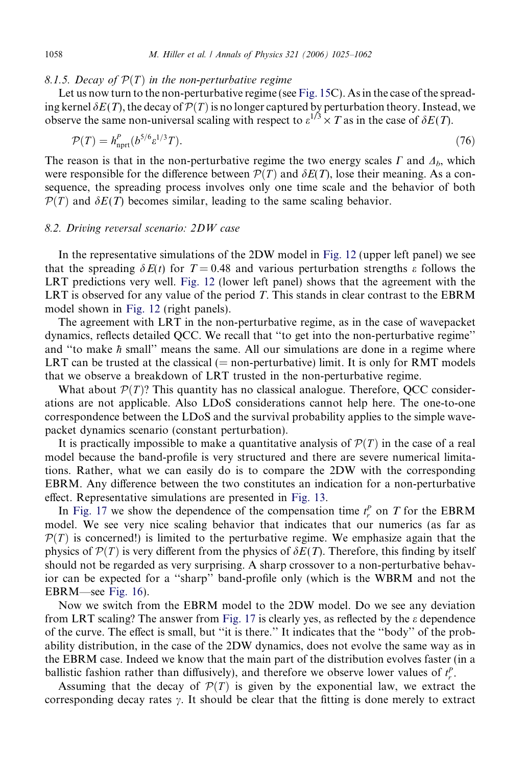#### 8.1.5. Decay of $\mathcal{P}(T)$ in the non-perturbative regime

Let us now turn to the non-perturbative regime (see Fig. 15C). As in the case of the spreading kernel $\delta E(T)$, the decay of $\mathcal{P}(T)$ is no longer captured by perturbation theory. Instead, we observe the same non-universal scaling with respect to $\varepsilon^{1/3} \times T$ as in the case of $\delta E(T)$.

$$\mathcal{P}(T) = h^{P}_{\text{nprt}}(b^{5/6}\varepsilon^{1/3}T). \tag{76}$$

The reason is that in the non-perturbative regime the two energy scales $\Gamma$ and $\Delta_b$, which were responsible for the difference between $\mathcal{P}(T)$ and $\delta E(T)$, lose their meaning. As a consequence, the spreading process involves only one time scale and the behavior of both $\mathcal{P}(T)$ and $\delta E(T)$ becomes similar, leading to the same scaling behavior.

### 8.2. Driving reversal scenario: 2DW case

In the representative simulations of the 2DW model in Fig. 12 (upper left panel) we see that the spreading $\delta E(t)$ for $T = 0.48$ and various perturbation strengths $\varepsilon$ follows the LRT predictions very well. Fig. 12 (lower left panel) shows that the agreement with the LRT is observed for any value of the period $T$. This stands in clear contrast to the EBRM model shown in Fig. 12 (right panels).

The agreement with LRT in the non-perturbative regime, as in the case of wavepacket dynamics, reflects detailed QCC. We recall that "to get into the non-perturbative regime" and "to make $\hbar$ small" means the same. All our simulations are done in a regime where LRT can be trusted at the classical (= non-perturbative) limit. It is only for RMT models that we observe a breakdown of LRT trusted in the non-perturbative regime.

What about $\mathcal{P}(T)$? This quantity has no classical analogue. Therefore, QCC considerations are not applicable. Also LDoS considerations cannot help here. The one-to-one correspondence between the LDoS and the survival probability applies to the simple wavepacket dynamics scenario (constant perturbation).

It is practically impossible to make a quantitative analysis of $\mathcal{P}(T)$ in the case of a real model because the band-profile is very structured and there are severe numerical limitations. Rather, what we can easily do is to compare the 2DW with the corresponding EBRM. Any difference between the two constitutes an indication for a non-perturbative effect. Representative simulations are presented in Fig. 13.

In Fig. 17 we show the dependence of the compensation time $t_r^P$ on $T$ for the EBRM model. We see very nice scaling behavior that indicates that our numerics (as far as $\mathcal{P}(T)$ is concerned!) is limited to the perturbative regime. We emphasize again that the physics of $\mathcal{P}(T)$ is very different from the physics of $\delta E(T)$. Therefore, this finding by itself should not be regarded as very surprising. A sharp crossover to a non-perturbative behavior can be expected for a "sharp" band-profile only (which is the WBRM and not the EBRM—see Fig. 16).

Now we switch from the EBRM model to the 2DW model. Do we see any deviation from LRT scaling? The answer from Fig. 17 is clearly yes, as reflected by the $\varepsilon$ dependence of the curve. The effect is small, but "it is there." It indicates that the "body" of the probability distribution, in the case of the 2DW dynamics, does not evolve the same way as in the EBRM case. Indeed we know that the main part of the distribution evolves faster (in a ballistic fashion rather than diffusively), and therefore we observe lower values of $t_r^P$.

Assuming that the decay of $\mathcal{P}(T)$ is given by the exponential law, we extract the corresponding decay rates $\gamma$. It should be clear that the fitting is done merely to extract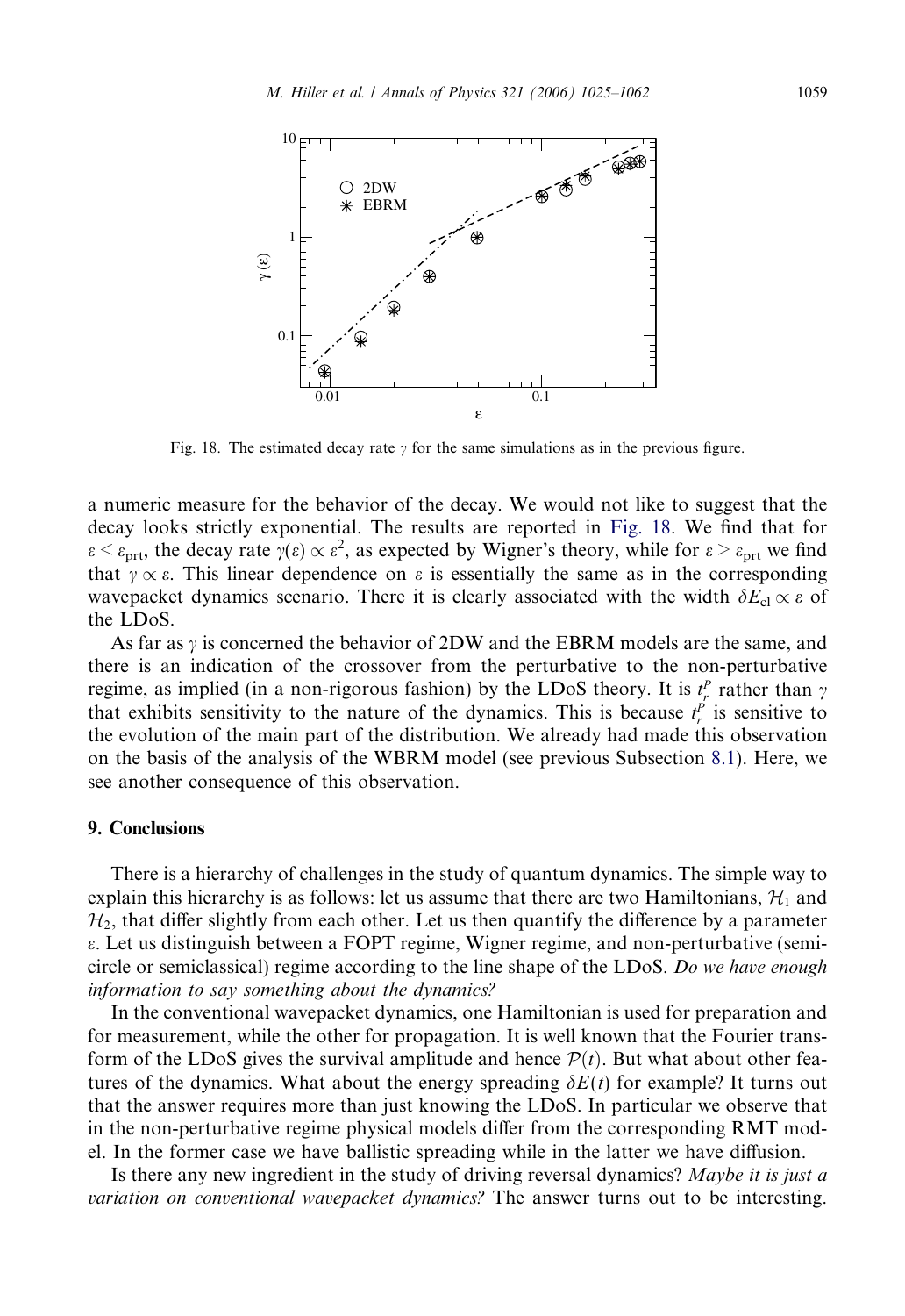Fig. 18. The estimated decay rate $\gamma$ for the same simulations as in the previous figure.

a numeric measure for the behavior of the decay. We would not like to suggest that the decay looks strictly exponential. The results are reported in Fig. 18. We find that for $\varepsilon < \varepsilon_{\text{prt}}$, the decay rate $\gamma(\varepsilon) \propto \varepsilon^2$, as expected by Wigner's theory, while for $\varepsilon > \varepsilon_{\text{prt}}$ we find that $\gamma \propto \varepsilon$. This linear dependence on $\varepsilon$ is essentially the same as in the corresponding wavepacket dynamics scenario. There it is clearly associated with the width $\delta E_{\text{cl}} \propto \varepsilon$ of the LDoS.

As far as $\gamma$ is concerned the behavior of 2DW and the EBRM models are the same, and there is an indication of the crossover from the perturbative to the non-perturbative regime, as implied (in a non-rigorous fashion) by the LDoS theory. It is $t_r^P$ rather than $\gamma$ that exhibits sensitivity to the nature of the dynamics. This is because $t_r^P$ is sensitive to the evolution of the main part of the distribution. We already had made this observation on the basis of the analysis of the WBRM model (see previous Subsection 8.1). Here, we see another consequence of this observation.

## 9. Conclusions

There is a hierarchy of challenges in the study of quantum dynamics. The simple way to explain this hierarchy is as follows: let us assume that there are two Hamiltonians, $\mathcal{H}_1$ and $\mathcal{H}_2$, that differ slightly from each other. Let us then quantify the difference by a parameter $\varepsilon$. Let us distinguish between a FOPT regime, Wigner regime, and non-perturbative (semicircle or semiclassical) regime according to the line shape of the LDoS. *Do we have enough information to say something about the dynamics?*

In the conventional wavepacket dynamics, one Hamiltonian is used for preparation and for measurement, while the other for propagation. It is well known that the Fourier transform of the LDoS gives the survival amplitude and hence $\mathcal{P}(t)$. But what about other features of the dynamics. What about the energy spreading $\delta E(t)$ for example? It turns out that the answer requires more than just knowing the LDoS. In particular we observe that in the non-perturbative regime physical models differ from the corresponding RMT model. In the former case we have ballistic spreading while in the latter we have diffusion.

Is there any new ingredient in the study of driving reversal dynamics? *Maybe it is just a variation on conventional wavepacket dynamics?* The answer turns out to be interesting.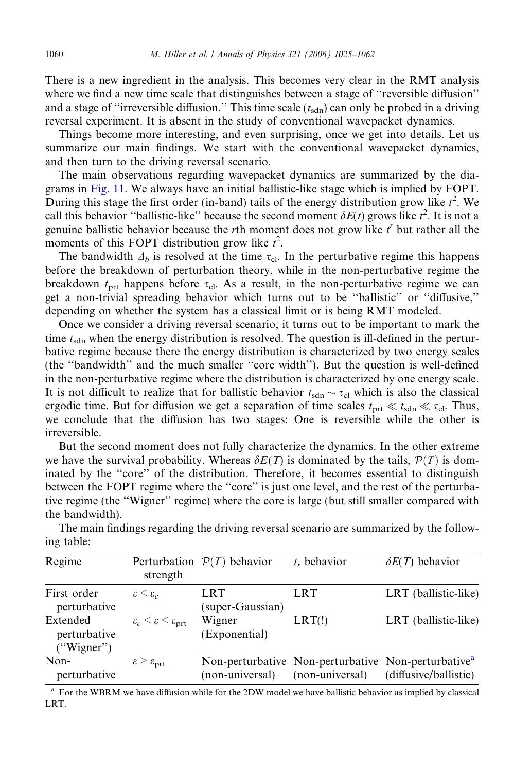There is a new ingredient in the analysis. This becomes very clear in the RMT analysis where we find a new time scale that distinguishes between a stage of "reversible diffusion" and a stage of "irreversible diffusion." This time scale ($t_{\text{sdn}}$) can only be probed in a driving reversal experiment. It is absent in the study of conventional wavepacket dynamics.

Things become more interesting, and even surprising, once we get into details. Let us summarize our main findings. We start with the conventional wavepacket dynamics, and then turn to the driving reversal scenario.

The main observations regarding wavepacket dynamics are summarized by the diagrams in Fig. 11. We always have an initial ballistic-like stage which is implied by FOPT. During this stage the first order (in-band) tails of the energy distribution grow like $t^2$. We call this behavior "ballistic-like" because the second moment $\delta E(t)$ grows like $t^2$. It is not a genuine ballistic behavior because the $r$th moment does not grow like $t^r$ but rather all the moments of this FOPT distribution grow like $t^2$.

The bandwidth $\Delta_b$ is resolved at the time $\tau_{\text{cl}}$. In the perturbative regime this happens before the breakdown of perturbation theory, while in the non-perturbative regime the breakdown $t_{\text{prt}}$ happens before $\tau_{\text{cl}}$. As a result, in the non-perturbative regime we can get a non-trivial spreading behavior which turns out to be "ballistic" or "diffusive," depending on whether the system has a classical limit or is being RMT modeled.

Once we consider a driving reversal scenario, it turns out to be important to mark the time $t_{\text{sdn}}$ when the energy distribution is resolved. The question is ill-defined in the perturbative regime because there the energy distribution is characterized by two energy scales (the "bandwidth" and the much smaller "core width"). But the question is well-defined in the non-perturbative regime where the distribution is characterized by one energy scale. It is not difficult to realize that for ballistic behavior $t_{\text{sdn}} \sim \tau_{\text{cl}}$ which is also the classical ergodic time. But for diffusion we get a separation of time scales $t_{\text{prt}} \ll t_{\text{sdn}} \ll \tau_{\text{cl}}$. Thus, we conclude that the diffusion has two stages: One is reversible while the other is irreversible.

But the second moment does not fully characterize the dynamics. In the other extreme we have the survival probability. Whereas $\delta E(T)$ is dominated by the tails, $\mathcal{P}(T)$ is dominated by the "core" of the distribution. Therefore, it becomes essential to distinguish between the FOPT regime where the "core" is just one level, and the rest of the perturbative regime (the "Wigner" regime) where the core is large (but still smaller compared with the bandwidth).

The main findings regarding the driving reversal scenario are summarized by the following table:

| Regime | Perturbation strength | $\mathcal{P}(T)$ behavior | $t_r$ behavior | $\delta E(T)$ behavior |
|---|---|---|---|---|
| First order perturbative | $\varepsilon < \varepsilon_c$ | LRT (super-Gaussian) | LRT | LRT (ballistic-like) |
| Extended perturbative ("Wigner") | $\varepsilon_c < \varepsilon < \varepsilon_{\text{prt}}$ | Wigner (Exponential) | LRT(!) | LRT (ballistic-like) |
| Non-perturbative | $\varepsilon > \varepsilon_{\text{prt}}$ | Non-perturbative (non-universal) | Non-perturbative (non-universal) | Non-perturbative[a] (diffusive/ballistic) |

[a] For the WBRM we have diffusion while for the 2DW model we have ballistic behavior as implied by classical LRT.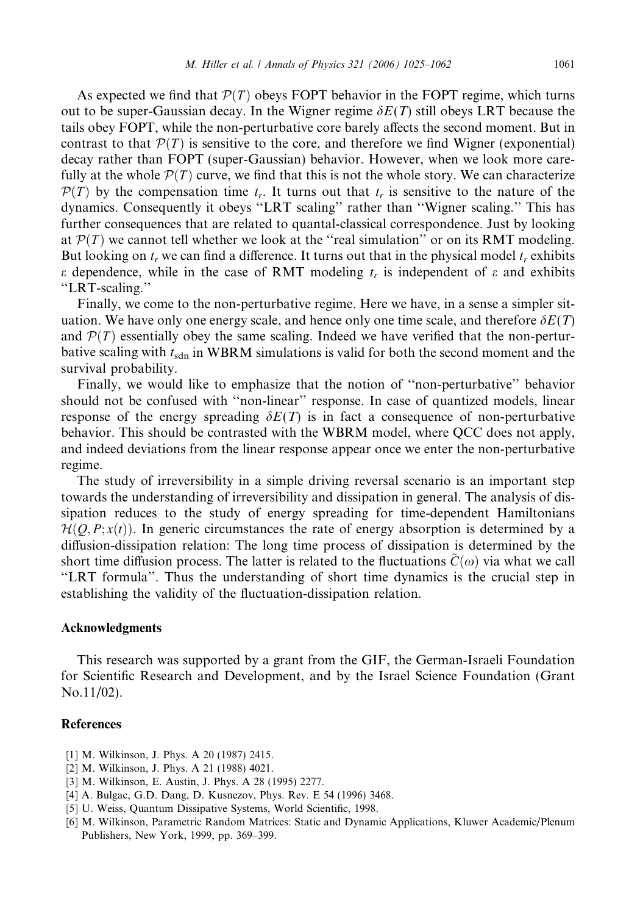As expected we find that $\mathcal{P}(T)$ obeys FOPT behavior in the FOPT regime, which turns out to be super-Gaussian decay. In the Wigner regime $\delta E(T)$ still obeys LRT because the tails obey FOPT, while the non-perturbative core barely affects the second moment. But in contrast to that $\mathcal{P}(T)$ is sensitive to the core, and therefore we find Wigner (exponential) decay rather than FOPT (super-Gaussian) behavior. However, when we look more carefully at the whole $\mathcal{P}(T)$ curve, we find that this is not the whole story. We can characterize $\mathcal{P}(T)$ by the compensation time $t_r$. It turns out that $t_r$ is sensitive to the nature of the dynamics. Consequently it obeys "LRT scaling" rather than "Wigner scaling." This has further consequences that are related to quantal-classical correspondence. Just by looking at $\mathcal{P}(T)$ we cannot tell whether we look at the "real simulation" or on its RMT modeling. But looking on $t_r$ we can find a difference. It turns out that in the physical model $t_r$ exhibits $\varepsilon$ dependence, while in the case of RMT modeling $t_r$ is independent of $\varepsilon$ and exhibits "LRT-scaling."

Finally, we come to the non-perturbative regime. Here we have, in a sense a simpler situation. We have only one energy scale, and hence only one time scale, and therefore $\delta E(T)$ and $\mathcal{P}(T)$ essentially obey the same scaling. Indeed we have verified that the non-perturbative scaling with $t_{\mathrm{sdn}}$ in WBRM simulations is valid for both the second moment and the survival probability.

Finally, we would like to emphasize that the notion of "non-perturbative" behavior should not be confused with "non-linear" response. In case of quantized models, linear response of the energy spreading $\delta E(T)$ is in fact a consequence of non-perturbative behavior. This should be contrasted with the WBRM model, where QCC does not apply, and indeed deviations from the linear response appear once we enter the non-perturbative regime.

The study of irreversibility in a simple driving reversal scenario is an important step towards the understanding of irreversibility and dissipation in general. The analysis of dissipation reduces to the study of energy spreading for time-dependent Hamiltonians $\mathcal{H}(Q, P; x(t))$. In generic circumstances the rate of energy absorption is determined by a diffusion-dissipation relation: The long time process of dissipation is determined by the short time diffusion process. The latter is related to the fluctuations $\tilde{C}(\omega)$ via what we call "LRT formula". Thus the understanding of short time dynamics is the crucial step in establishing the validity of the fluctuation-dissipation relation.

## Acknowledgments

This research was supported by a grant from the GIF, the German-Israeli Foundation for Scientific Research and Development, and by the Israel Science Foundation (Grant No.11/02).

## References

[1] M. Wilkinson, J. Phys. A 20 (1987) 2415.

[2] M. Wilkinson, J. Phys. A 21 (1988) 4021.

[3] M. Wilkinson, E. Austin, J. Phys. A 28 (1995) 2277.

[4] A. Bulgac, G.D. Dang, D. Kusnezov, Phys. Rev. E 54 (1996) 3468.

[5] U. Weiss, Quantum Dissipative Systems, World Scientific, 1998.

[6] M. Wilkinson, Parametric Random Matrices: Static and Dynamic Applications, Kluwer Academic/Plenum Publishers, New York, 1999, pp. 369–399.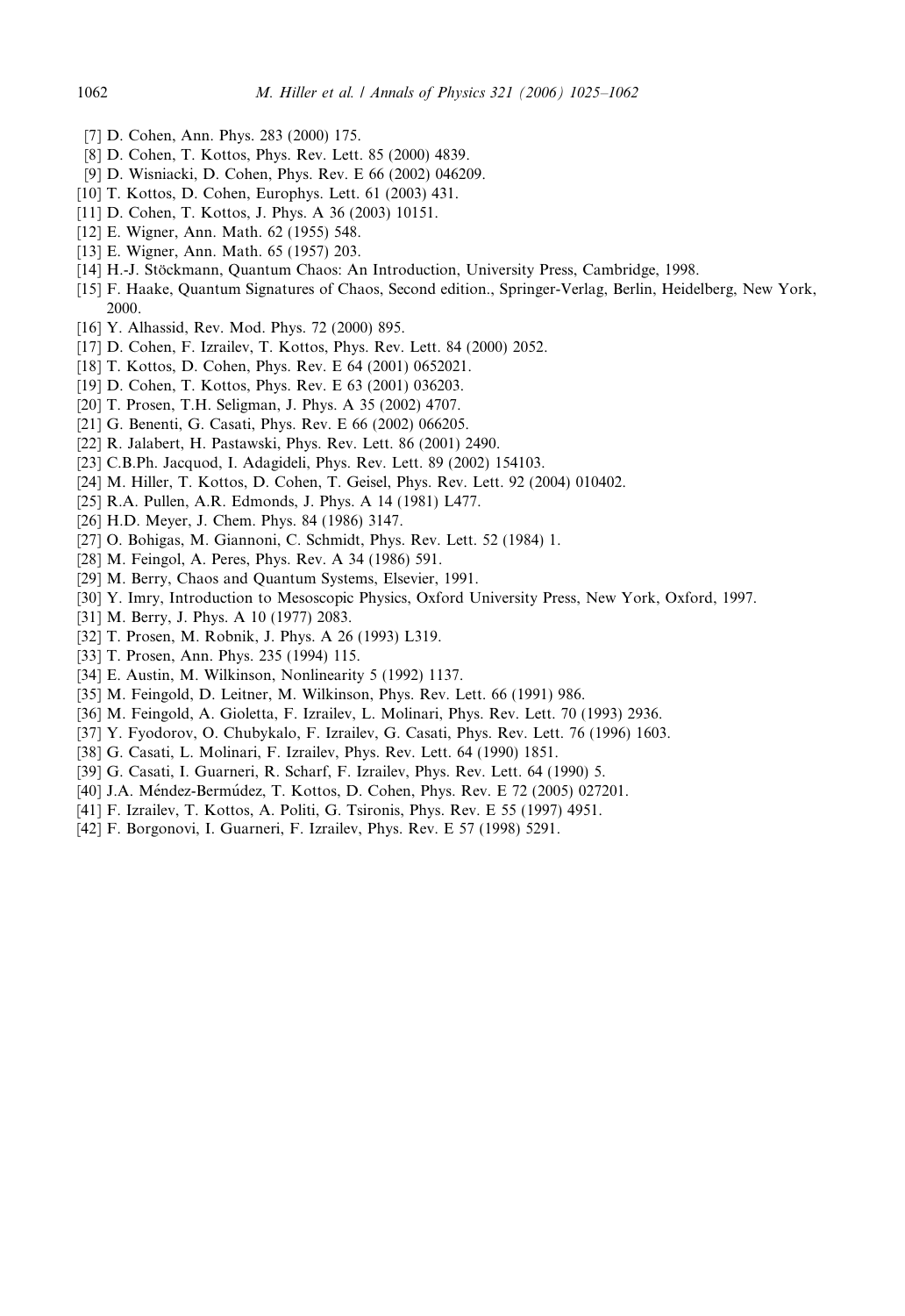[7] D. Cohen, Ann. Phys. 283 (2000) 175.
[8] D. Cohen, T. Kottos, Phys. Rev. Lett. 85 (2000) 4839.
[9] D. Wisniacki, D. Cohen, Phys. Rev. E 66 (2002) 046209.
[10] T. Kottos, D. Cohen, Europhys. Lett. 61 (2003) 431.
[11] D. Cohen, T. Kottos, J. Phys. A 36 (2003) 10151.
[12] E. Wigner, Ann. Math. 62 (1955) 548.
[13] E. Wigner, Ann. Math. 65 (1957) 203.
[14] H.-J. Stöckmann, Quantum Chaos: An Introduction, University Press, Cambridge, 1998.
[15] F. Haake, Quantum Signatures of Chaos, Second edition., Springer-Verlag, Berlin, Heidelberg, New York, 2000.
[16] Y. Alhassid, Rev. Mod. Phys. 72 (2000) 895.
[17] D. Cohen, F. Izrailev, T. Kottos, Phys. Rev. Lett. 84 (2000) 2052.
[18] T. Kottos, D. Cohen, Phys. Rev. E 64 (2001) 0652021.
[19] D. Cohen, T. Kottos, Phys. Rev. E 63 (2001) 036203.
[20] T. Prosen, T.H. Seligman, J. Phys. A 35 (2002) 4707.
[21] G. Benenti, G. Casati, Phys. Rev. E 66 (2002) 066205.
[22] R. Jalabert, H. Pastawski, Phys. Rev. Lett. 86 (2001) 2490.
[23] C.B.Ph. Jacquod, I. Adagideli, Phys. Rev. Lett. 89 (2002) 154103.
[24] M. Hiller, T. Kottos, D. Cohen, T. Geisel, Phys. Rev. Lett. 92 (2004) 010402.
[25] R.A. Pullen, A.R. Edmonds, J. Phys. A 14 (1981) L477.
[26] H.D. Meyer, J. Chem. Phys. 84 (1986) 3147.
[27] O. Bohigas, M. Giannoni, C. Schmidt, Phys. Rev. Lett. 52 (1984) 1.
[28] M. Feingol, A. Peres, Phys. Rev. A 34 (1986) 591.
[29] M. Berry, Chaos and Quantum Systems, Elsevier, 1991.
[30] Y. Imry, Introduction to Mesoscopic Physics, Oxford University Press, New York, Oxford, 1997.
[31] M. Berry, J. Phys. A 10 (1977) 2083.
[32] T. Prosen, M. Robnik, J. Phys. A 26 (1993) L319.
[33] T. Prosen, Ann. Phys. 235 (1994) 115.
[34] E. Austin, M. Wilkinson, Nonlinearity 5 (1992) 1137.
[35] M. Feingold, D. Leitner, M. Wilkinson, Phys. Rev. Lett. 66 (1991) 986.
[36] M. Feingold, A. Gioletta, F. Izrailev, L. Molinari, Phys. Rev. Lett. 70 (1993) 2936.
[37] Y. Fyodorov, O. Chubykalo, F. Izrailev, G. Casati, Phys. Rev. Lett. 76 (1996) 1603.
[38] G. Casati, L. Molinari, F. Izrailev, Phys. Rev. Lett. 64 (1990) 1851.
[39] G. Casati, I. Guarneri, R. Scharf, F. Izrailev, Phys. Rev. Lett. 64 (1990) 5.
[40] J.A. Méndez-Bermúdez, T. Kottos, D. Cohen, Phys. Rev. E 72 (2005) 027201.
[41] F. Izrailev, T. Kottos, A. Politi, G. Tsironis, Phys. Rev. E 55 (1997) 4951.
[42] F. Borgonovi, I. Guarneri, F. Izrailev, Phys. Rev. E 57 (1998) 5291.